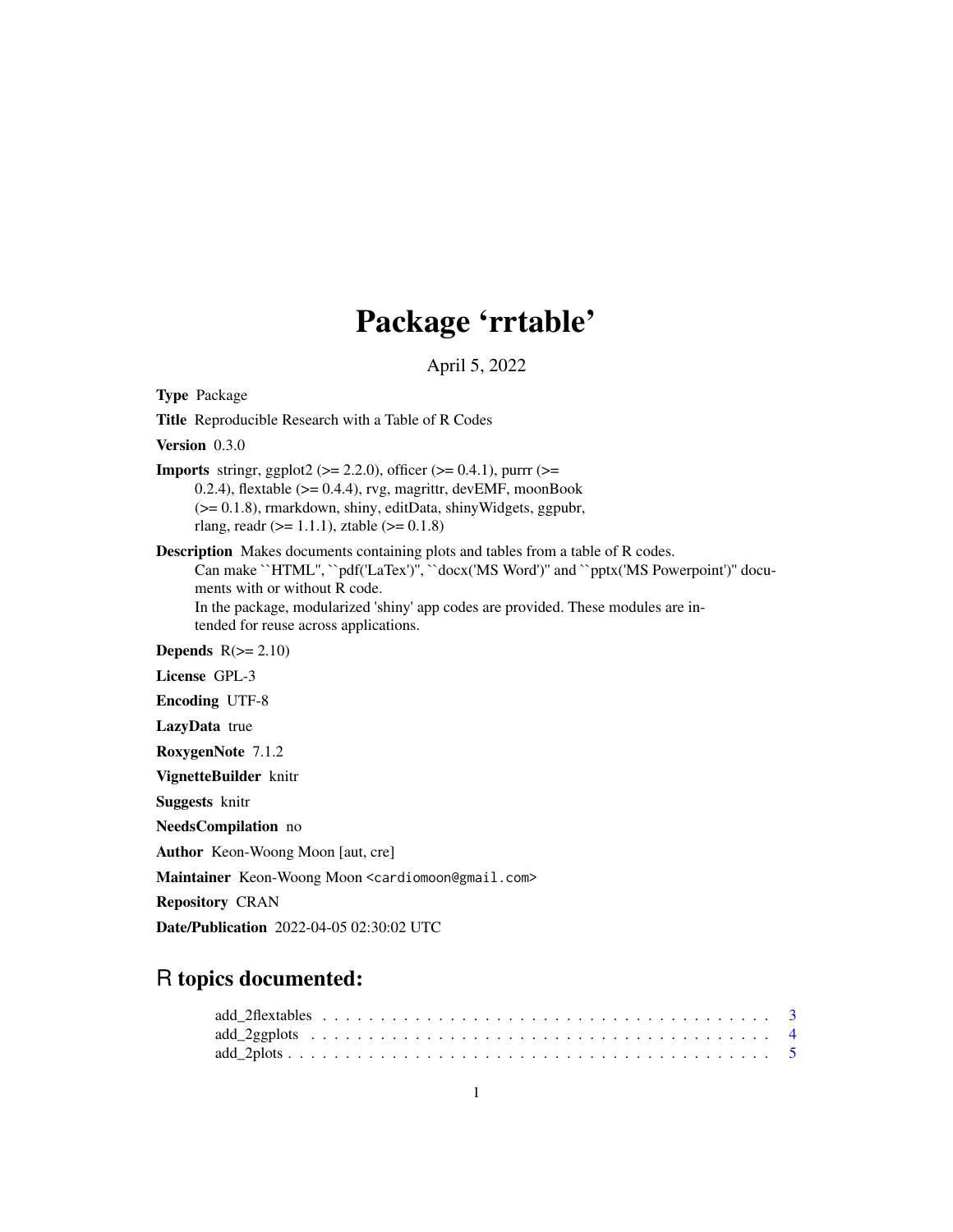# Package 'rrtable'

April 5, 2022

**Type** Package

**Title** Reproducible Research with a Table of R Codes

**Version** 0.3.0

**Imports** stringr, ggplot2 (>= 2.2.0), officer (>= 0.4.1), purrr (>= 0.2.4), flextable (>= 0.4.4), rvg, magrittr, devEMF, moonBook (>= 0.1.8), rmarkdown, shiny, editData, shinyWidgets, ggpubr, rlang, readr (>= 1.1.1), ztable (>= 0.1.8)

**Description** Makes documents containing plots and tables from a table of R codes. Can make ``HTML'', ``pdf('LaTex')'', ``docx('MS Word')'' and ``pptx('MS Powerpoint')'' documents with or without R code. In the package, modularized 'shiny' app codes are provided. These modules are intended for reuse across applications.

**Depends** R(>= 2.10)

**License** GPL-3

**Encoding** UTF-8

**LazyData** true

**RoxygenNote** 7.1.2

**VignetteBuilder** knitr

**Suggests** knitr

**NeedsCompilation** no

**Author** Keon-Woong Moon [aut, cre]

**Maintainer** Keon-Woong Moon <cardiomoon@gmail.com>

**Repository** CRAN

**Date/Publication** 2022-04-05 02:30:02 UTC

## R topics documented:

add_2flextables . . . . . . . . . . . . . . . . . . . . . . . . . . . . . . . . . . . . 3
add_2ggplots . . . . . . . . . . . . . . . . . . . . . . . . . . . . . . . . . . . . . . 4
add_2plots . . . . . . . . . . . . . . . . . . . . . . . . . . . . . . . . . . . . . . . . 5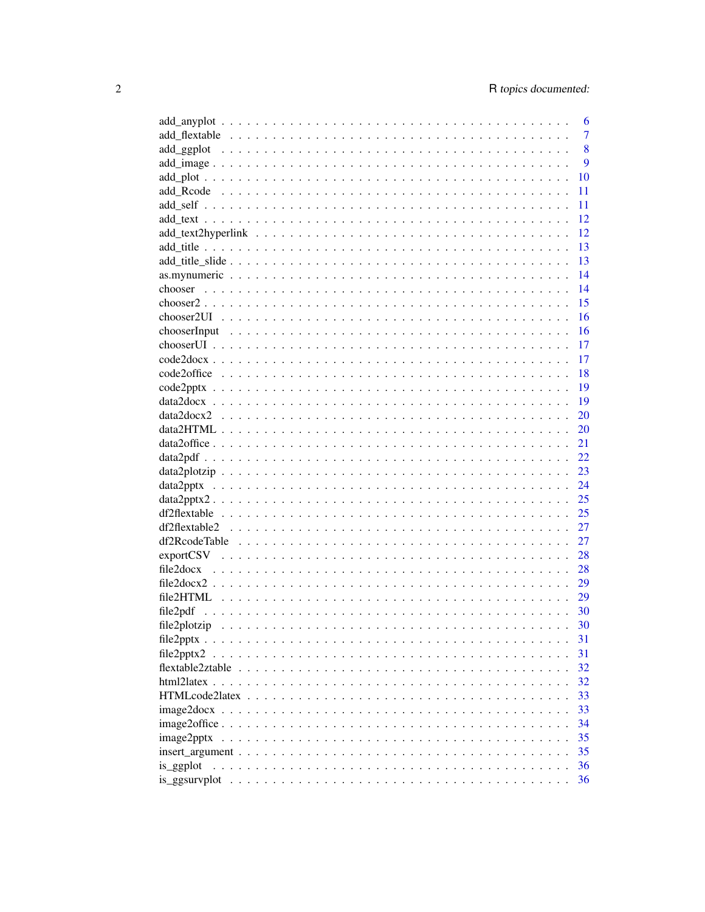add_anyplot . . . . . . . . . . . . . . . . . . . . . . . . . . . . . . . . . . . . . . . 6
add_flextable . . . . . . . . . . . . . . . . . . . . . . . . . . . . . . . . . . . . . . 7
add_ggplot . . . . . . . . . . . . . . . . . . . . . . . . . . . . . . . . . . . . . . . 8
add_image . . . . . . . . . . . . . . . . . . . . . . . . . . . . . . . . . . . . . . . 9
add_plot . . . . . . . . . . . . . . . . . . . . . . . . . . . . . . . . . . . . . . . . 10
add_Rcode . . . . . . . . . . . . . . . . . . . . . . . . . . . . . . . . . . . . . . . 11
add_self . . . . . . . . . . . . . . . . . . . . . . . . . . . . . . . . . . . . . . . . 11
add_text . . . . . . . . . . . . . . . . . . . . . . . . . . . . . . . . . . . . . . . . 12
add_text2hyperlink . . . . . . . . . . . . . . . . . . . . . . . . . . . . . . . . . . 12
add_title . . . . . . . . . . . . . . . . . . . . . . . . . . . . . . . . . . . . . . . . 13
add_title_slide . . . . . . . . . . . . . . . . . . . . . . . . . . . . . . . . . . . . . 13
as.mynumeric . . . . . . . . . . . . . . . . . . . . . . . . . . . . . . . . . . . . . 14
chooser . . . . . . . . . . . . . . . . . . . . . . . . . . . . . . . . . . . . . . . . 14
chooser2 . . . . . . . . . . . . . . . . . . . . . . . . . . . . . . . . . . . . . . . . 15
chooser2UI . . . . . . . . . . . . . . . . . . . . . . . . . . . . . . . . . . . . . . . 16
chooserInput . . . . . . . . . . . . . . . . . . . . . . . . . . . . . . . . . . . . . . 16
chooserUI . . . . . . . . . . . . . . . . . . . . . . . . . . . . . . . . . . . . . . . 17
code2docx . . . . . . . . . . . . . . . . . . . . . . . . . . . . . . . . . . . . . . . 17
code2office . . . . . . . . . . . . . . . . . . . . . . . . . . . . . . . . . . . . . . 18
code2pptx . . . . . . . . . . . . . . . . . . . . . . . . . . . . . . . . . . . . . . . 19
data2docx . . . . . . . . . . . . . . . . . . . . . . . . . . . . . . . . . . . . . . . 19
data2docx2 . . . . . . . . . . . . . . . . . . . . . . . . . . . . . . . . . . . . . . . 20
data2HTML . . . . . . . . . . . . . . . . . . . . . . . . . . . . . . . . . . . . . . . 20
data2office . . . . . . . . . . . . . . . . . . . . . . . . . . . . . . . . . . . . . . . 21
data2pdf . . . . . . . . . . . . . . . . . . . . . . . . . . . . . . . . . . . . . . . . 22
data2plotzip . . . . . . . . . . . . . . . . . . . . . . . . . . . . . . . . . . . . . . 23
data2pptx . . . . . . . . . . . . . . . . . . . . . . . . . . . . . . . . . . . . . . . 24
data2pptx2 . . . . . . . . . . . . . . . . . . . . . . . . . . . . . . . . . . . . . . . 25
df2flextable . . . . . . . . . . . . . . . . . . . . . . . . . . . . . . . . . . . . . . 25
df2flextable2 . . . . . . . . . . . . . . . . . . . . . . . . . . . . . . . . . . . . . . 27
df2RcodeTable . . . . . . . . . . . . . . . . . . . . . . . . . . . . . . . . . . . . . 27
exportCSV . . . . . . . . . . . . . . . . . . . . . . . . . . . . . . . . . . . . . . . 28
file2docx . . . . . . . . . . . . . . . . . . . . . . . . . . . . . . . . . . . . . . . . 28
file2docx2 . . . . . . . . . . . . . . . . . . . . . . . . . . . . . . . . . . . . . . . 29
file2HTML . . . . . . . . . . . . . . . . . . . . . . . . . . . . . . . . . . . . . . . 29
file2pdf . . . . . . . . . . . . . . . . . . . . . . . . . . . . . . . . . . . . . . . . 30
file2plotzip . . . . . . . . . . . . . . . . . . . . . . . . . . . . . . . . . . . . . . 30
file2pptx . . . . . . . . . . . . . . . . . . . . . . . . . . . . . . . . . . . . . . . . 31
file2pptx2 . . . . . . . . . . . . . . . . . . . . . . . . . . . . . . . . . . . . . . . 31
flextable2ztable . . . . . . . . . . . . . . . . . . . . . . . . . . . . . . . . . . . . 32
html2latex . . . . . . . . . . . . . . . . . . . . . . . . . . . . . . . . . . . . . . . 32
HTMLcode2latex . . . . . . . . . . . . . . . . . . . . . . . . . . . . . . . . . . . . 33
image2docx . . . . . . . . . . . . . . . . . . . . . . . . . . . . . . . . . . . . . . . 33
image2office . . . . . . . . . . . . . . . . . . . . . . . . . . . . . . . . . . . . . . 34
image2pptx . . . . . . . . . . . . . . . . . . . . . . . . . . . . . . . . . . . . . . . 35
insert_argument . . . . . . . . . . . . . . . . . . . . . . . . . . . . . . . . . . . . 35
is_ggplot . . . . . . . . . . . . . . . . . . . . . . . . . . . . . . . . . . . . . . . . 36
is_ggsurvplot . . . . . . . . . . . . . . . . . . . . . . . . . . . . . . . . . . . . . . 36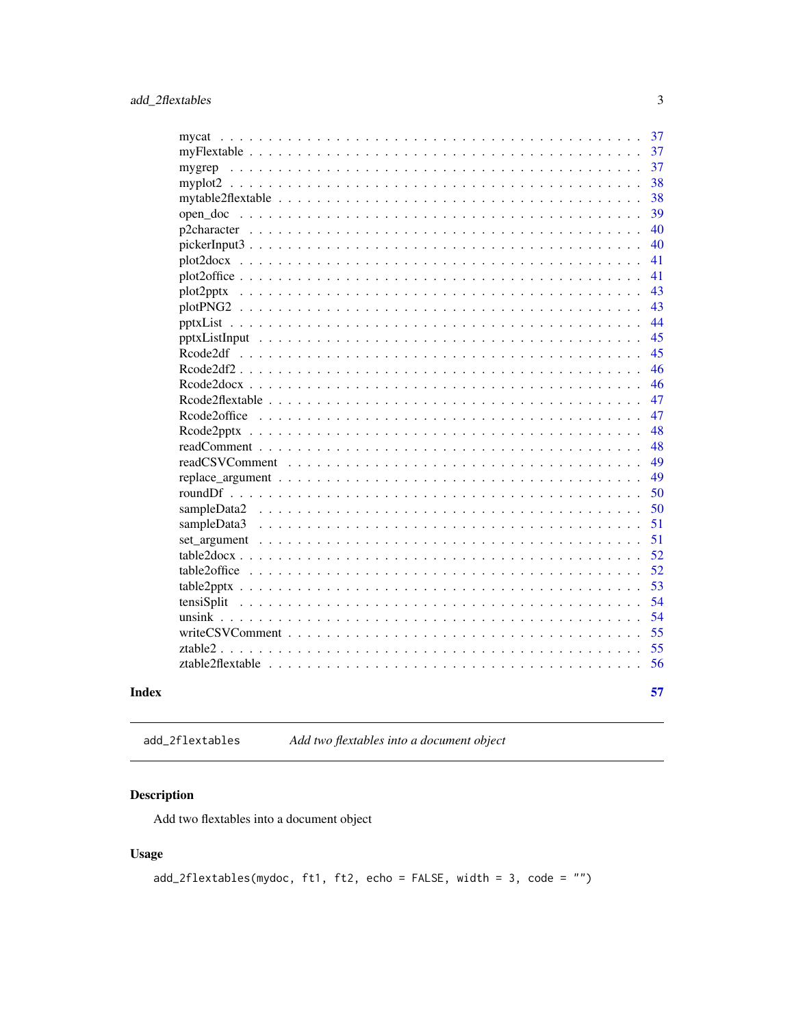mycat . . . . . . . . . . . . . . . . . . . . . . . . . . . . . . . . . . . . . . . . 37
myFlextable . . . . . . . . . . . . . . . . . . . . . . . . . . . . . . . . . . . . . 37
mygrep . . . . . . . . . . . . . . . . . . . . . . . . . . . . . . . . . . . . . . . 37
myplot2 . . . . . . . . . . . . . . . . . . . . . . . . . . . . . . . . . . . . . . . 38
mytable2flextable . . . . . . . . . . . . . . . . . . . . . . . . . . . . . . . . . . 38
open_doc . . . . . . . . . . . . . . . . . . . . . . . . . . . . . . . . . . . . . . 39
p2character . . . . . . . . . . . . . . . . . . . . . . . . . . . . . . . . . . . . . 40
pickerInput3 . . . . . . . . . . . . . . . . . . . . . . . . . . . . . . . . . . . . 40
plot2docx . . . . . . . . . . . . . . . . . . . . . . . . . . . . . . . . . . . . . . 41
plot2office . . . . . . . . . . . . . . . . . . . . . . . . . . . . . . . . . . . . . 41
plot2pptx . . . . . . . . . . . . . . . . . . . . . . . . . . . . . . . . . . . . . . 43
plotPNG2 . . . . . . . . . . . . . . . . . . . . . . . . . . . . . . . . . . . . . . 43
pptxList . . . . . . . . . . . . . . . . . . . . . . . . . . . . . . . . . . . . . . 44
pptxListInput . . . . . . . . . . . . . . . . . . . . . . . . . . . . . . . . . . . . 45
Rcode2df . . . . . . . . . . . . . . . . . . . . . . . . . . . . . . . . . . . . . . 45
Rcode2df2 . . . . . . . . . . . . . . . . . . . . . . . . . . . . . . . . . . . . . . 46
Rcode2docx . . . . . . . . . . . . . . . . . . . . . . . . . . . . . . . . . . . . . 46
Rcode2flextable . . . . . . . . . . . . . . . . . . . . . . . . . . . . . . . . . . . 47
Rcode2office . . . . . . . . . . . . . . . . . . . . . . . . . . . . . . . . . . . . . 47
Rcode2pptx . . . . . . . . . . . . . . . . . . . . . . . . . . . . . . . . . . . . . 48
readComment . . . . . . . . . . . . . . . . . . . . . . . . . . . . . . . . . . . . 48
readCSVComment . . . . . . . . . . . . . . . . . . . . . . . . . . . . . . . . . . 49
replace_argument . . . . . . . . . . . . . . . . . . . . . . . . . . . . . . . . . . 49
roundDf . . . . . . . . . . . . . . . . . . . . . . . . . . . . . . . . . . . . . . . 50
sampleData2 . . . . . . . . . . . . . . . . . . . . . . . . . . . . . . . . . . . . . 50
sampleData3 . . . . . . . . . . . . . . . . . . . . . . . . . . . . . . . . . . . . . 51
set_argument . . . . . . . . . . . . . . . . . . . . . . . . . . . . . . . . . . . . 51
table2docx . . . . . . . . . . . . . . . . . . . . . . . . . . . . . . . . . . . . . . 52
table2office . . . . . . . . . . . . . . . . . . . . . . . . . . . . . . . . . . . . . 52
table2pptx . . . . . . . . . . . . . . . . . . . . . . . . . . . . . . . . . . . . . . 53
tensiSplit . . . . . . . . . . . . . . . . . . . . . . . . . . . . . . . . . . . . . . 54
unsink . . . . . . . . . . . . . . . . . . . . . . . . . . . . . . . . . . . . . . . . 54
writeCSVComment . . . . . . . . . . . . . . . . . . . . . . . . . . . . . . . . . . 55
ztable2 . . . . . . . . . . . . . . . . . . . . . . . . . . . . . . . . . . . . . . . . 55
ztable2flextable . . . . . . . . . . . . . . . . . . . . . . . . . . . . . . . . . . . 56

**Index** 57

---

`add_2flextables` *Add two flextables into a document object*

---

## Description

Add two flextables into a document object

## Usage

```
add_2flextables(mydoc, ft1, ft2, echo = FALSE, width = 3, code = "")
```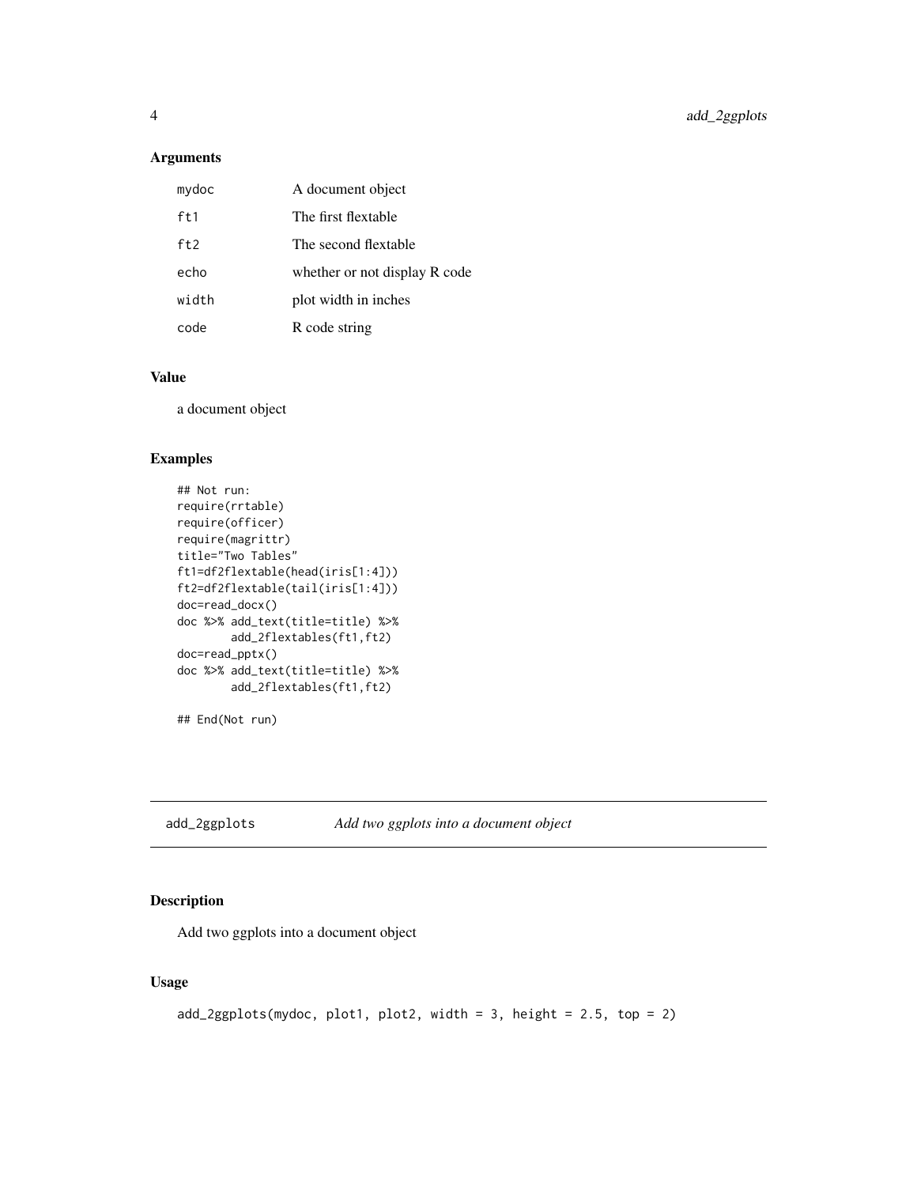### Arguments

| | |
|---|---|
| mydoc | A document object |
| ft1 | The first flextable |
| ft2 | The second flextable |
| echo | whether or not display R code |
| width | plot width in inches |
| code | R code string |

### Value

a document object

### Examples

```
## Not run:
require(rrtable)
require(officer)
require(magrittr)
title="Two Tables"
ft1=df2flextable(head(iris[1:4]))
ft2=df2flextable(tail(iris[1:4]))
doc=read_docx()
doc %>% add_text(title=title) %>%
        add_2flextables(ft1,ft2)
doc=read_pptx()
doc %>% add_text(title=title) %>%
        add_2flextables(ft1,ft2)

## End(Not run)
```

## add_2ggplots *Add two ggplots into a document object*

### Description

Add two ggplots into a document object

### Usage

```
add_2ggplots(mydoc, plot1, plot2, width = 3, height = 2.5, top = 2)
```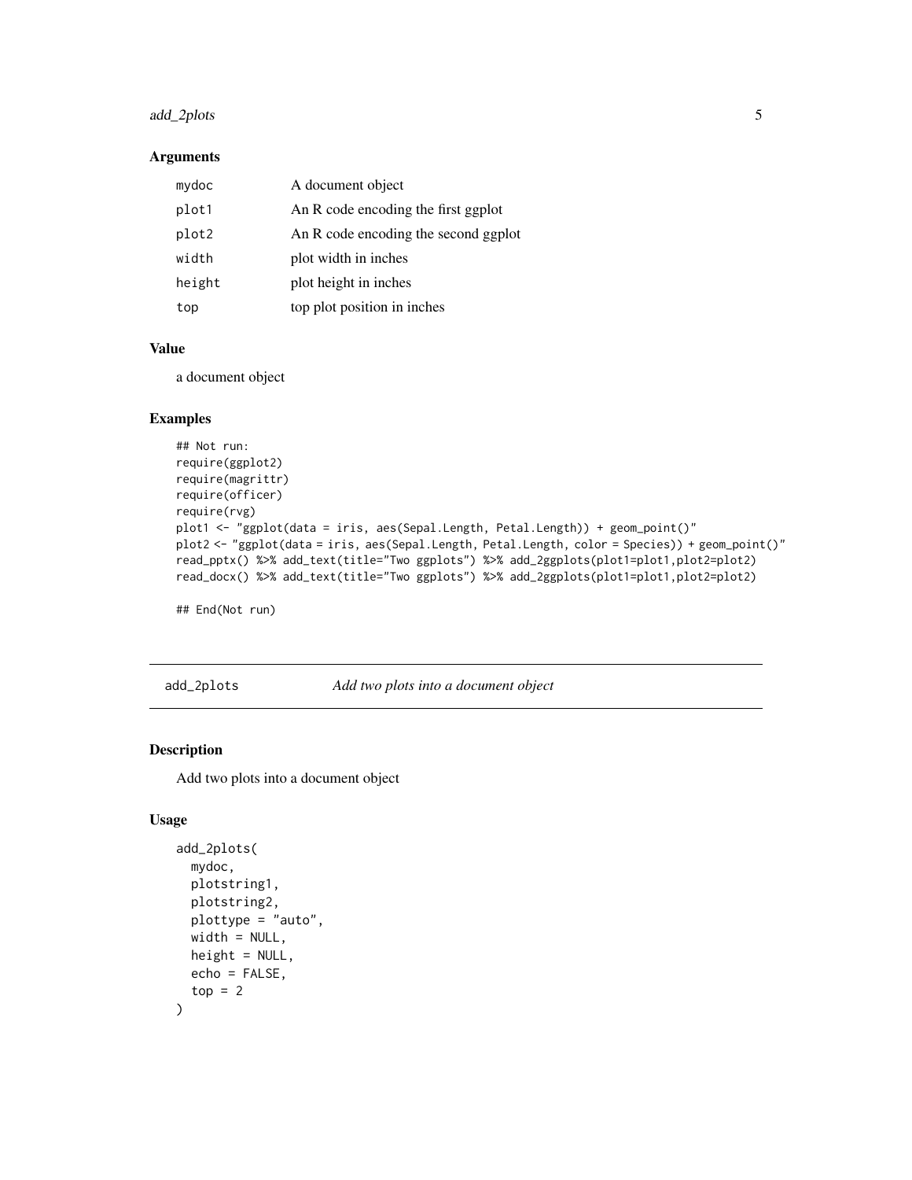### Arguments

| | |
|---|---|
| `mydoc` | A document object |
| `plot1` | An R code encoding the first ggplot |
| `plot2` | An R code encoding the second ggplot |
| `width` | plot width in inches |
| `height` | plot height in inches |
| `top` | top plot position in inches |

### Value

a document object

### Examples

```
## Not run:
require(ggplot2)
require(magrittr)
require(officer)
require(rvg)
plot1 <- "ggplot(data = iris, aes(Sepal.Length, Petal.Length)) + geom_point()"
plot2 <- "ggplot(data = iris, aes(Sepal.Length, Petal.Length, color = Species)) + geom_point()"
read_pptx() %>% add_text(title="Two ggplots") %>% add_2ggplots(plot1=plot1,plot2=plot2)
read_docx() %>% add_text(title="Two ggplots") %>% add_2ggplots(plot1=plot1,plot2=plot2)

## End(Not run)
```

---

## `add_2plots` *Add two plots into a document object*

### Description

Add two plots into a document object

### Usage

```
add_2plots(
  mydoc,
  plotstring1,
  plotstring2,
  plottype = "auto",
  width = NULL,
  height = NULL,
  echo = FALSE,
  top = 2
)
```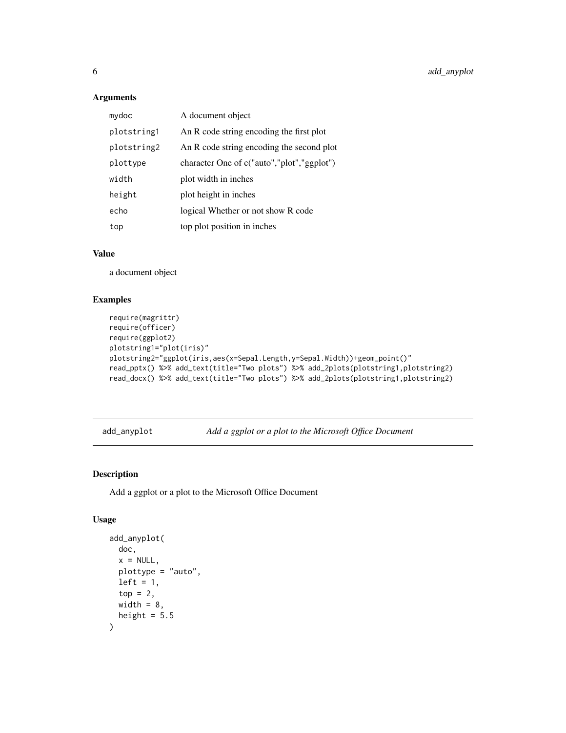### Arguments

| | |
|---|---|
| mydoc | A document object |
| plotstring1 | An R code string encoding the first plot |
| plotstring2 | An R code string encoding the second plot |
| plottype | character One of c("auto","plot","ggplot") |
| width | plot width in inches |
| height | plot height in inches |
| echo | logical Whether or not show R code |
| top | top plot position in inches |

### Value

a document object

### Examples

```
require(magrittr)
require(officer)
require(ggplot2)
plotstring1="plot(iris)"
plotstring2="ggplot(iris,aes(x=Sepal.Length,y=Sepal.Width))+geom_point()"
read_pptx() %>% add_text(title="Two plots") %>% add_2plots(plotstring1,plotstring2)
read_docx() %>% add_text(title="Two plots") %>% add_2plots(plotstring1,plotstring2)
```

---

## add_anyplot *Add a ggplot or a plot to the Microsoft Office Document*

### Description

Add a ggplot or a plot to the Microsoft Office Document

### Usage

```
add_anyplot(
  doc,
  x = NULL,
  plottype = "auto",
  left = 1,
  top = 2,
  width = 8,
  height = 5.5
)
```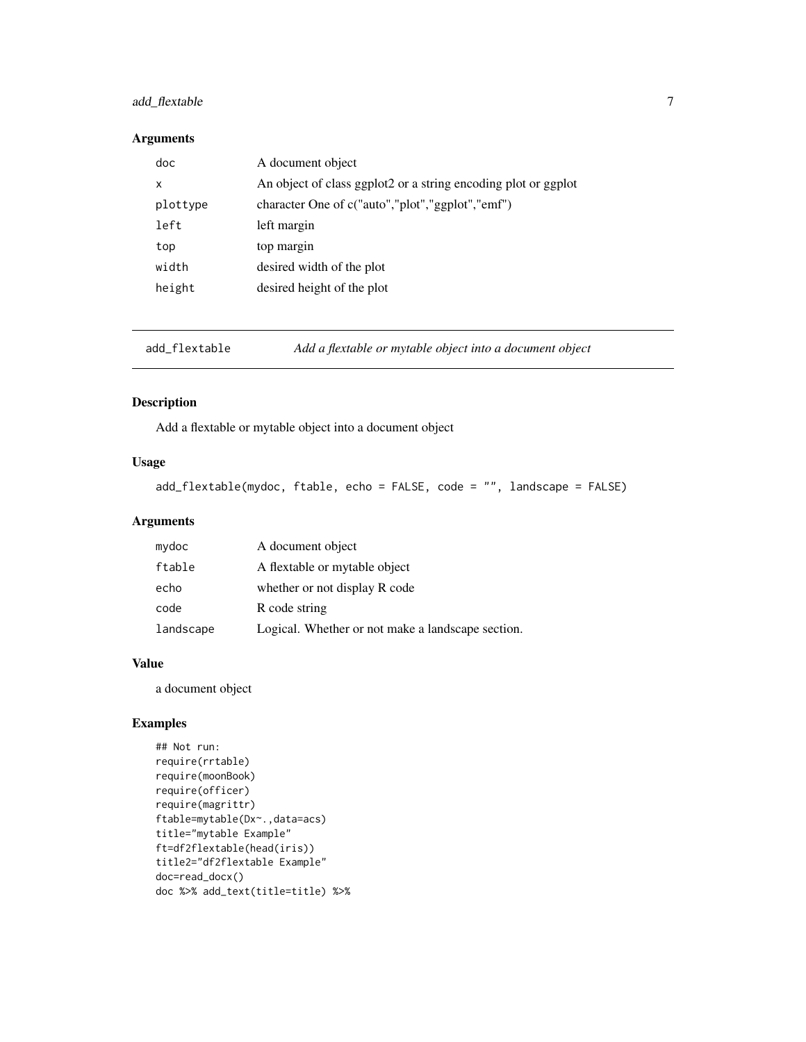## Arguments

| | |
|---|---|
| doc | A document object |
| x | An object of class ggplot2 or a string encoding plot or ggplot |
| plottype | character One of c("auto","plot","ggplot","emf") |
| left | left margin |
| top | top margin |
| width | desired width of the plot |
| height | desired height of the plot |

---

# add_flextable — *Add a flextable or mytable object into a document object*

## Description

Add a flextable or mytable object into a document object

## Usage

```
add_flextable(mydoc, ftable, echo = FALSE, code = "", landscape = FALSE)
```

## Arguments

| | |
|---|---|
| mydoc | A document object |
| ftable | A flextable or mytable object |
| echo | whether or not display R code |
| code | R code string |
| landscape | Logical. Whether or not make a landscape section. |

## Value

a document object

## Examples

```
## Not run:
require(rrtable)
require(moonBook)
require(officer)
require(magrittr)
ftable=mytable(Dx~.,data=acs)
title="mytable Example"
ft=df2flextable(head(iris))
title2="df2flextable Example"
doc=read_docx()
doc %>% add_text(title=title) %>%
```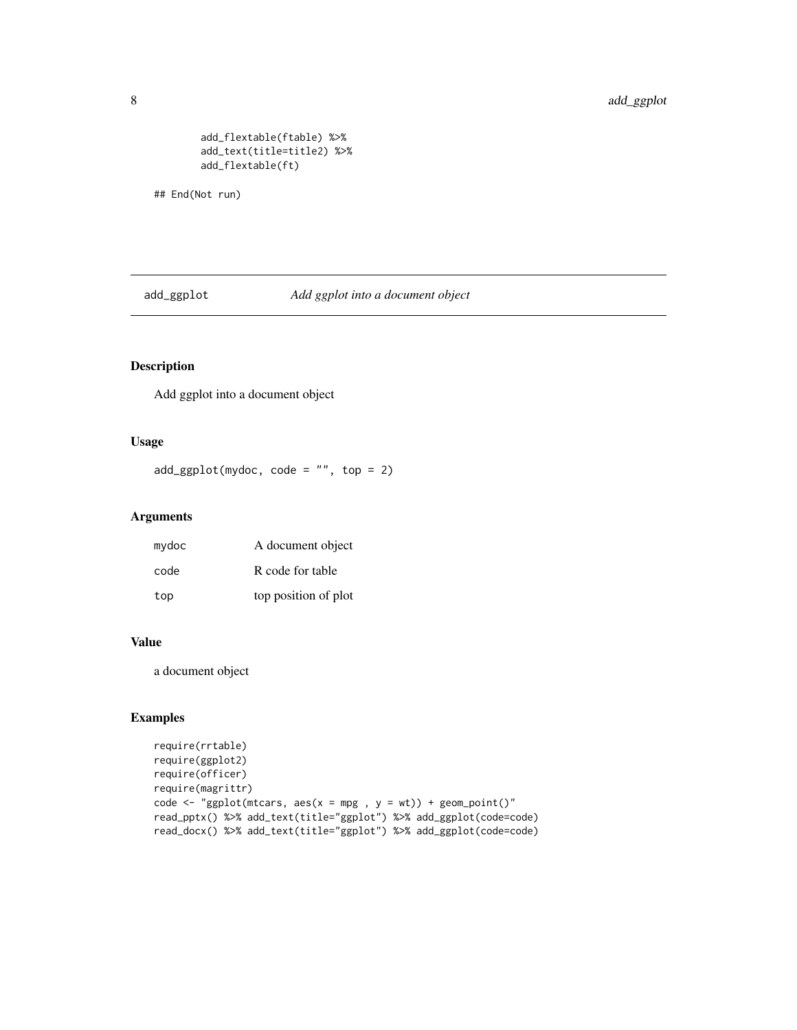```
        add_flextable(ftable) %>%
        add_text(title=title2) %>%
        add_flextable(ft)

## End(Not run)
```

## add_ggplot *Add ggplot into a document object*

### Description

Add ggplot into a document object

### Usage

```
add_ggplot(mydoc, code = "", top = 2)
```

### Arguments

| | |
|---|---|
| mydoc | A document object |
| code | R code for table |
| top | top position of plot |

### Value

a document object

### Examples

```
require(rrtable)
require(ggplot2)
require(officer)
require(magrittr)
code <- "ggplot(mtcars, aes(x = mpg , y = wt)) + geom_point()"
read_pptx() %>% add_text(title="ggplot") %>% add_ggplot(code=code)
read_docx() %>% add_text(title="ggplot") %>% add_ggplot(code=code)
```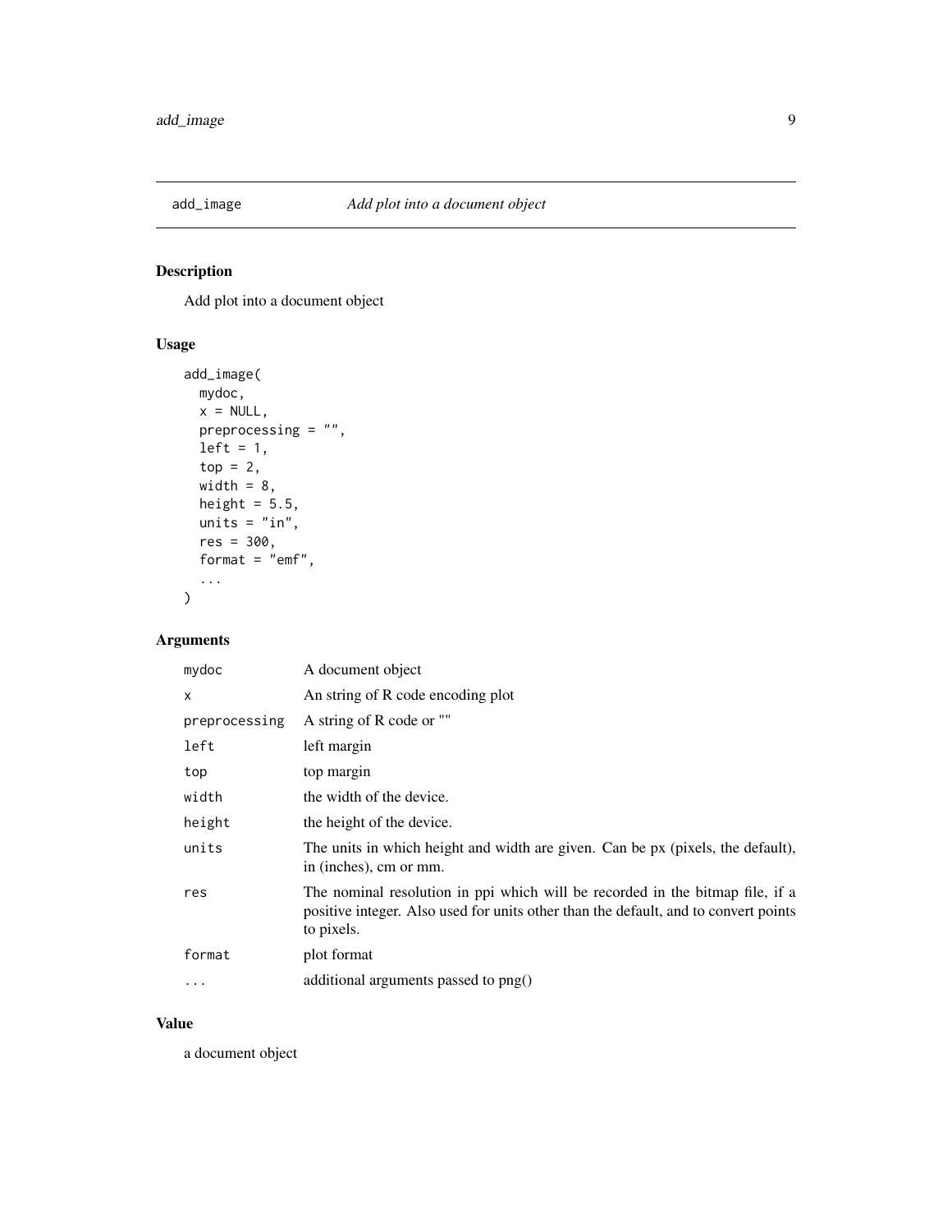## add_image *Add plot into a document object*

### Description

Add plot into a document object

### Usage

```
add_image(
  mydoc,
  x = NULL,
  preprocessing = "",
  left = 1,
  top = 2,
  width = 8,
  height = 5.5,
  units = "in",
  res = 300,
  format = "emf",
  ...
)
```

### Arguments

| Argument | Description |
|---|---|
| `mydoc` | A document object |
| `x` | An string of R code encoding plot |
| `preprocessing` | A string of R code or "" |
| `left` | left margin |
| `top` | top margin |
| `width` | the width of the device. |
| `height` | the height of the device. |
| `units` | The units in which height and width are given. Can be px (pixels, the default), in (inches), cm or mm. |
| `res` | The nominal resolution in ppi which will be recorded in the bitmap file, if a positive integer. Also used for units other than the default, and to convert points to pixels. |
| `format` | plot format |
| `...` | additional arguments passed to png() |

### Value

a document object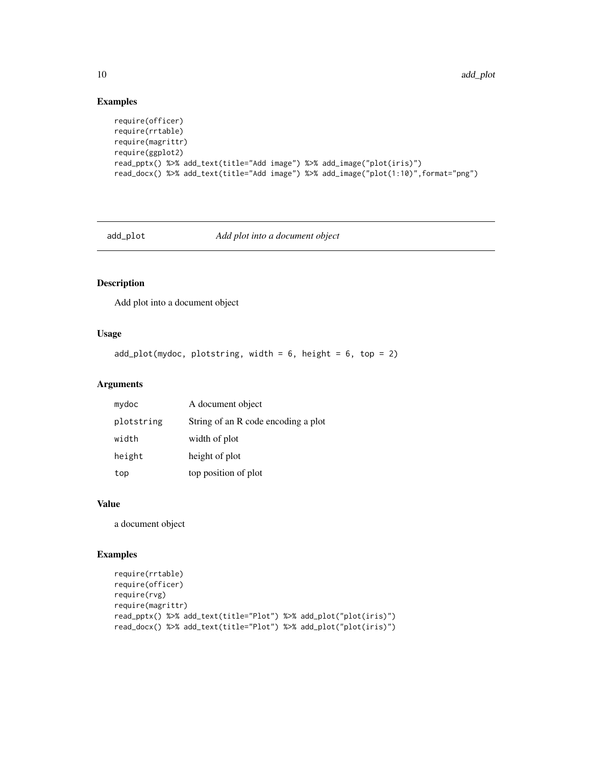### Examples

```
require(officer)
require(rrtable)
require(magrittr)
require(ggplot2)
read_pptx() %>% add_text(title="Add image") %>% add_image("plot(iris)")
read_docx() %>% add_text(title="Add image") %>% add_image("plot(1:10)",format="png")
```

## add_plot *Add plot into a document object*

### Description

Add plot into a document object

### Usage

```
add_plot(mydoc, plotstring, width = 6, height = 6, top = 2)
```

### Arguments

| | |
|---|---|
| mydoc | A document object |
| plotstring | String of an R code encoding a plot |
| width | width of plot |
| height | height of plot |
| top | top position of plot |

### Value

a document object

### Examples

```
require(rrtable)
require(officer)
require(rvg)
require(magrittr)
read_pptx() %>% add_text(title="Plot") %>% add_plot("plot(iris)")
read_docx() %>% add_text(title="Plot") %>% add_plot("plot(iris)")
```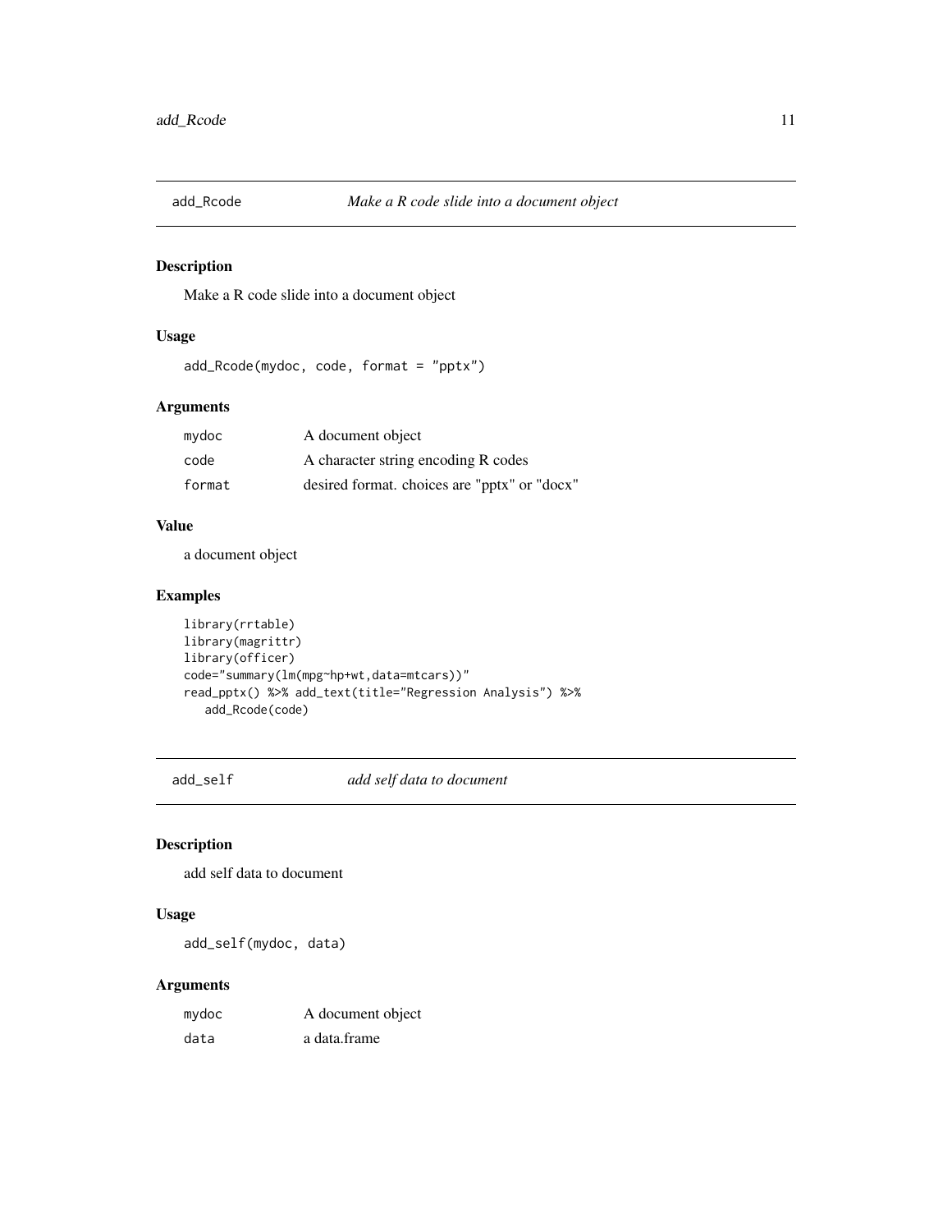## add_Rcode — *Make a R code slide into a document object*

### Description

Make a R code slide into a document object

### Usage

```
add_Rcode(mydoc, code, format = "pptx")
```

### Arguments

| | |
|---|---|
| mydoc | A document object |
| code | A character string encoding R codes |
| format | desired format. choices are "pptx" or "docx" |

### Value

a document object

### Examples

```
library(rrtable)
library(magrittr)
library(officer)
code="summary(lm(mpg~hp+wt,data=mtcars))"
read_pptx() %>% add_text(title="Regression Analysis") %>%
   add_Rcode(code)
```

## add_self — *add self data to document*

### Description

add self data to document

### Usage

```
add_self(mydoc, data)
```

### Arguments

| | |
|---|---|
| mydoc | A document object |
| data | a data.frame |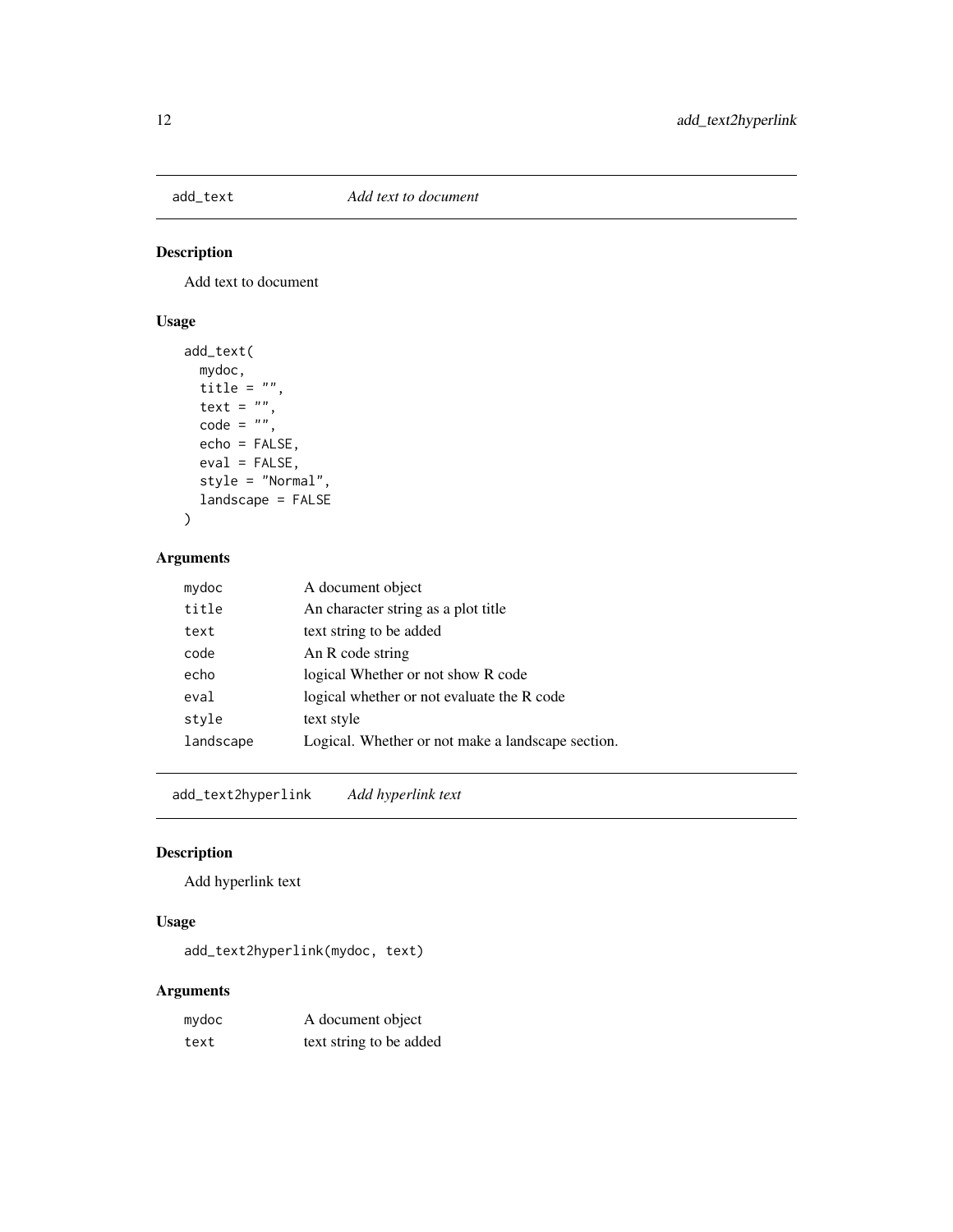## add_text *Add text to document*

### Description

Add text to document

### Usage

```
add_text(
  mydoc,
  title = "",
  text = "",
  code = "",
  echo = FALSE,
  eval = FALSE,
  style = "Normal",
  landscape = FALSE
)
```

### Arguments

| | |
|---|---|
| `mydoc` | A document object |
| `title` | An character string as a plot title |
| `text` | text string to be added |
| `code` | An R code string |
| `echo` | logical Whether or not show R code |
| `eval` | logical whether or not evaluate the R code |
| `style` | text style |
| `landscape` | Logical. Whether or not make a landscape section. |

## add_text2hyperlink *Add hyperlink text*

### Description

Add hyperlink text

### Usage

```
add_text2hyperlink(mydoc, text)
```

### Arguments

| | |
|---|---|
| `mydoc` | A document object |
| `text` | text string to be added |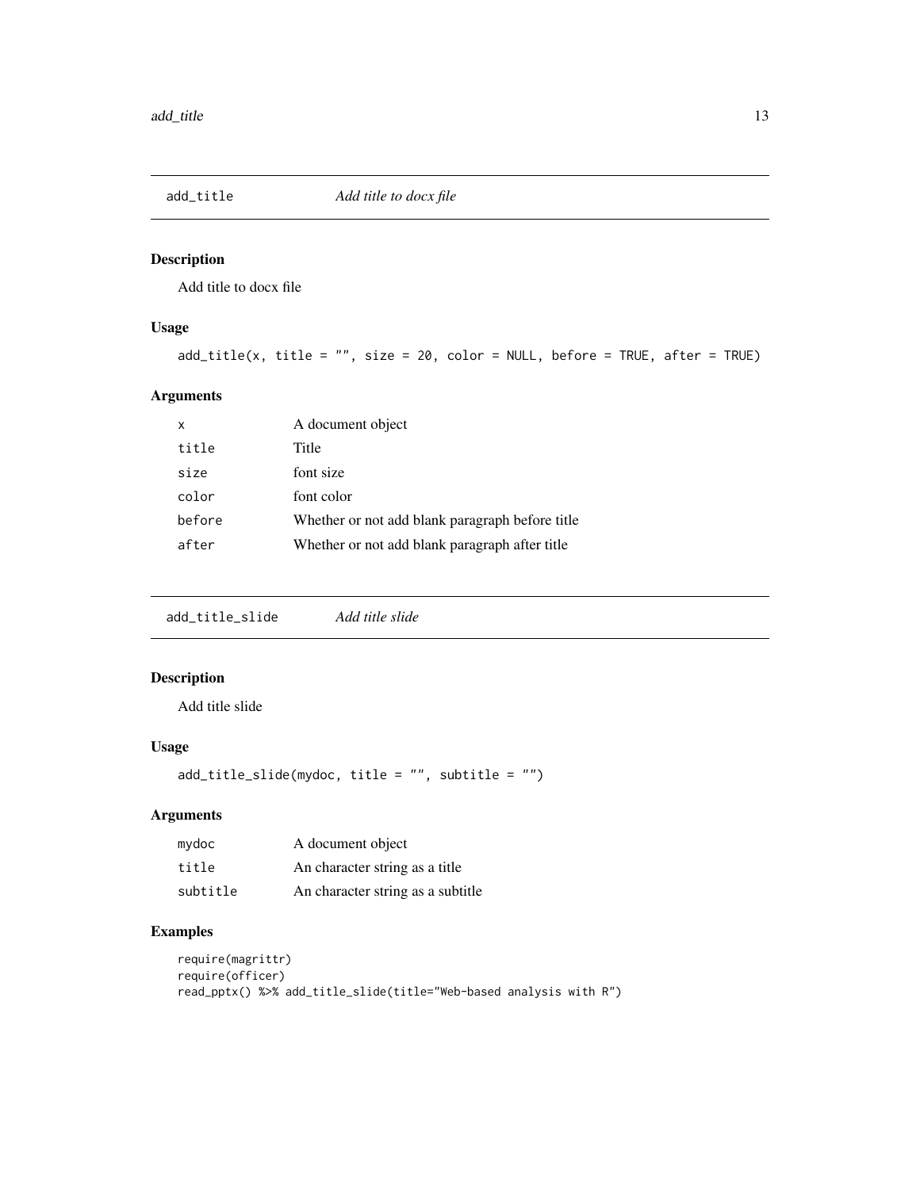## add_title — *Add title to docx file*

### Description

Add title to docx file

### Usage

```
add_title(x, title = "", size = 20, color = NULL, before = TRUE, after = TRUE)
```

### Arguments

| | |
|---|---|
| x | A document object |
| title | Title |
| size | font size |
| color | font color |
| before | Whether or not add blank paragraph before title |
| after | Whether or not add blank paragraph after title |

## add_title_slide — *Add title slide*

### Description

Add title slide

### Usage

```
add_title_slide(mydoc, title = "", subtitle = "")
```

### Arguments

| | |
|---|---|
| mydoc | A document object |
| title | An character string as a title |
| subtitle | An character string as a subtitle |

### Examples

```
require(magrittr)
require(officer)
read_pptx() %>% add_title_slide(title="Web-based analysis with R")
```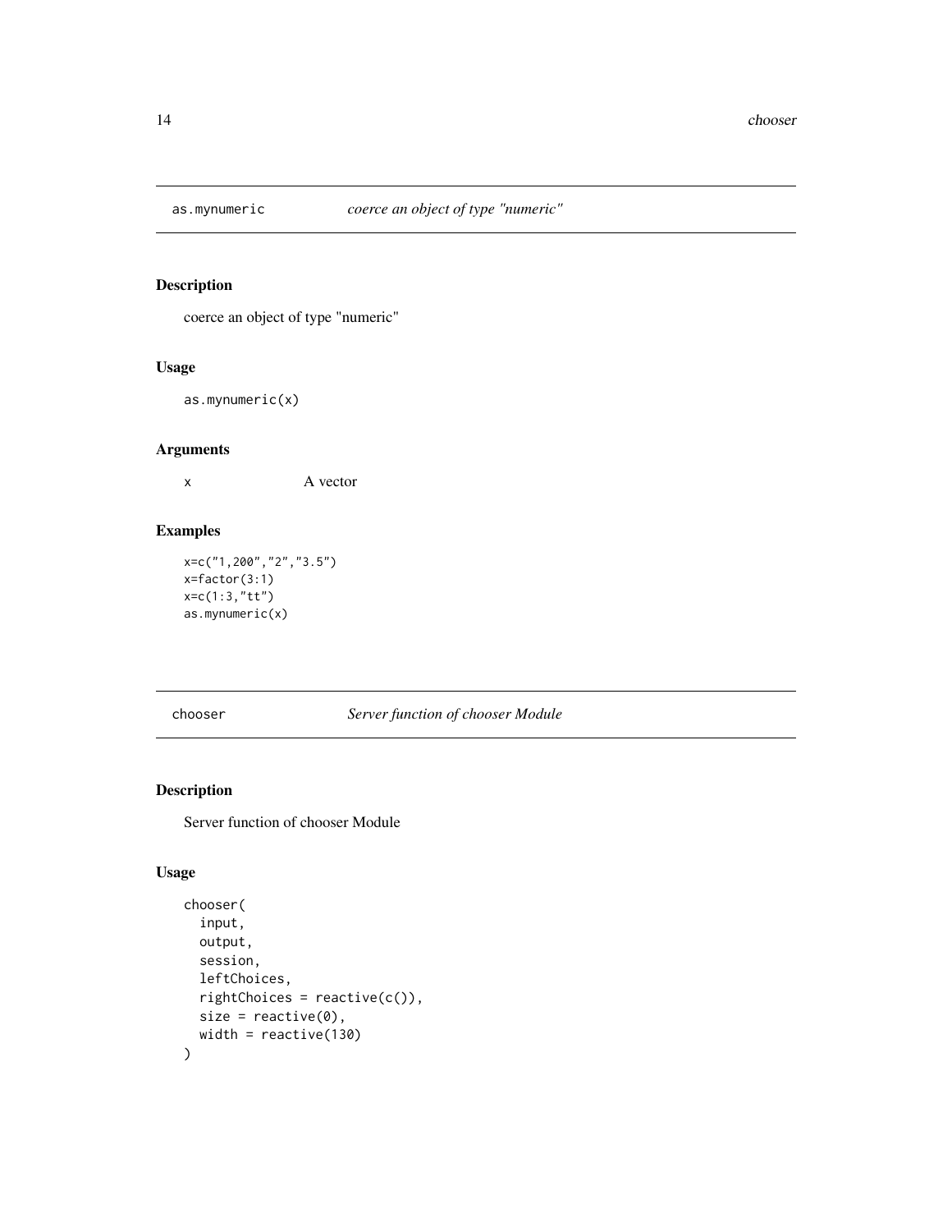## as.mynumeric *coerce an object of type "numeric"*

### Description

coerce an object of type "numeric"

### Usage

```
as.mynumeric(x)
```

### Arguments

| | |
|---|---|
| x | A vector |

### Examples

```
x=c("1,200","2","3.5")
x=factor(3:1)
x=c(1:3,"tt")
as.mynumeric(x)
```

## chooser *Server function of chooser Module*

### Description

Server function of chooser Module

### Usage

```
chooser(
  input,
  output,
  session,
  leftChoices,
  rightChoices = reactive(c()),
  size = reactive(0),
  width = reactive(130)
)
```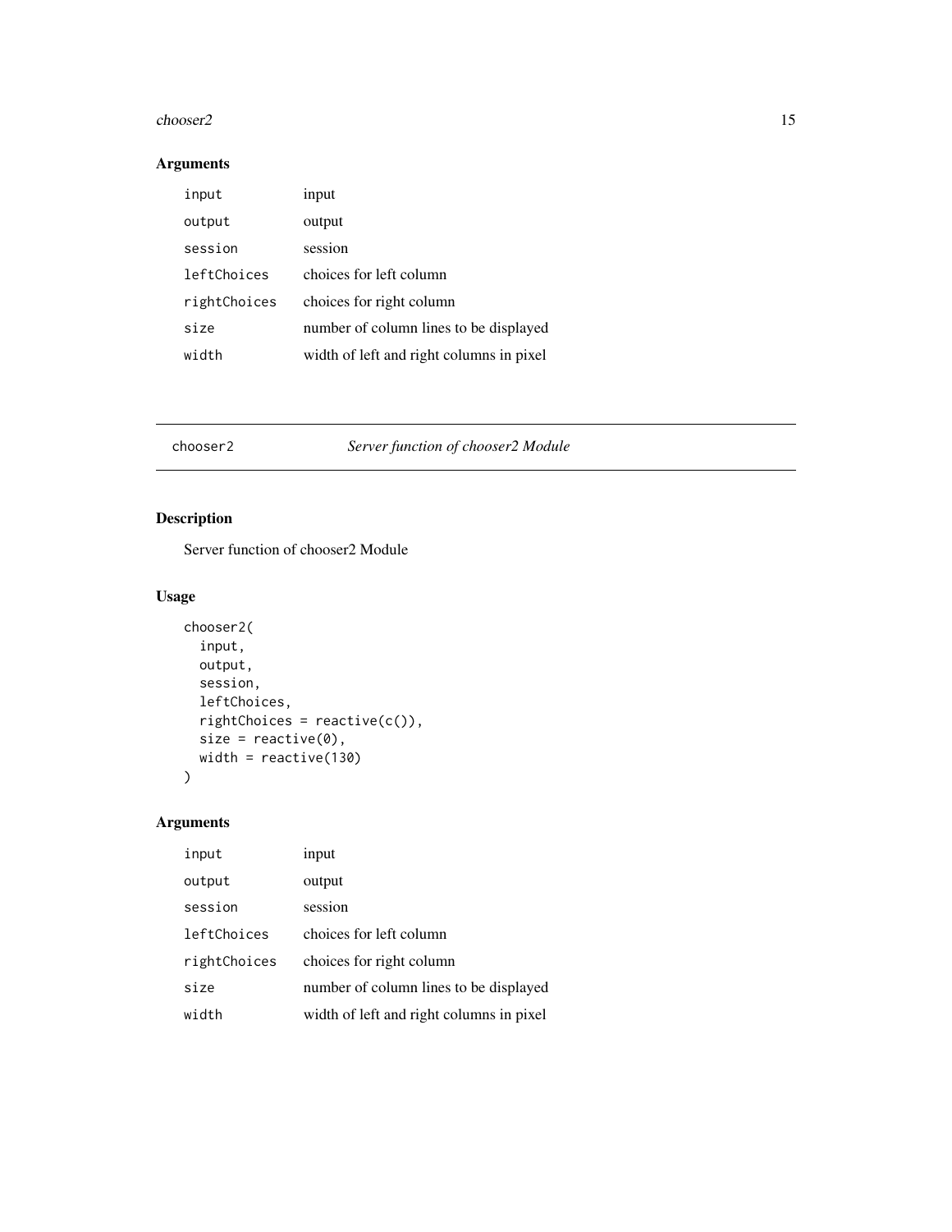## Arguments

| | |
|---|---|
| `input` | input |
| `output` | output |
| `session` | session |
| `leftChoices` | choices for left column |
| `rightChoices` | choices for right column |
| `size` | number of column lines to be displayed |
| `width` | width of left and right columns in pixel |

---

`chooser2` *Server function of chooser2 Module*

---

## Description

Server function of chooser2 Module

## Usage

```
chooser2(
  input,
  output,
  session,
  leftChoices,
  rightChoices = reactive(c()),
  size = reactive(0),
  width = reactive(130)
)
```

## Arguments

| | |
|---|---|
| `input` | input |
| `output` | output |
| `session` | session |
| `leftChoices` | choices for left column |
| `rightChoices` | choices for right column |
| `size` | number of column lines to be displayed |
| `width` | width of left and right columns in pixel |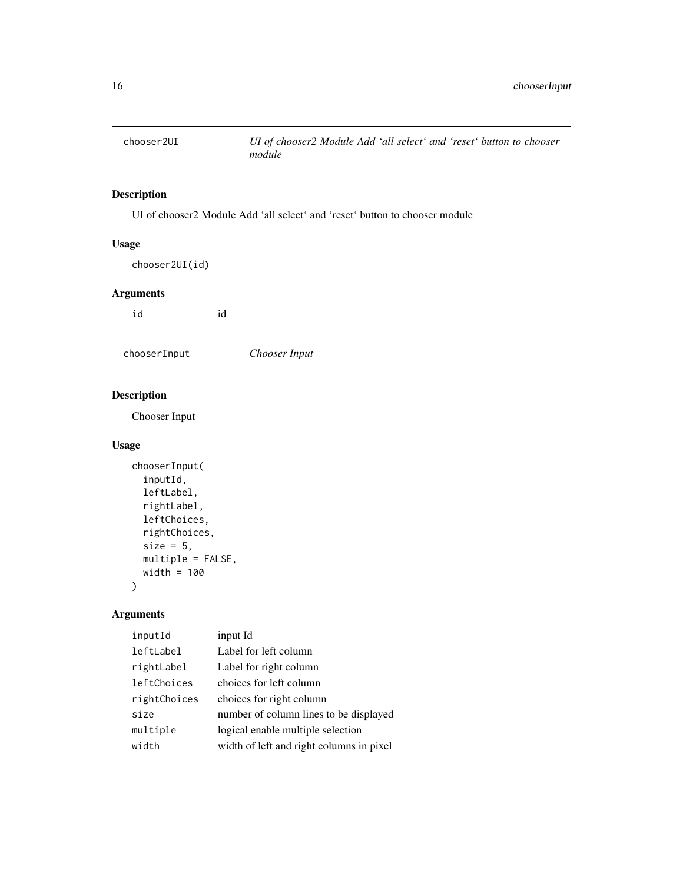## chooser2UI

*UI of chooser2 Module Add 'all select' and 'reset' button to chooser module*

### Description

UI of chooser2 Module Add 'all select' and 'reset' button to chooser module

### Usage

```
chooser2UI(id)
```

### Arguments

| | |
|---|---|
| id | id |

## chooserInput

*Chooser Input*

### Description

Chooser Input

### Usage

```
chooserInput(
  inputId,
  leftLabel,
  rightLabel,
  leftChoices,
  rightChoices,
  size = 5,
  multiple = FALSE,
  width = 100
)
```

### Arguments

| | |
|---|---|
| inputId | input Id |
| leftLabel | Label for left column |
| rightLabel | Label for right column |
| leftChoices | choices for left column |
| rightChoices | choices for right column |
| size | number of column lines to be displayed |
| multiple | logical enable multiple selection |
| width | width of left and right columns in pixel |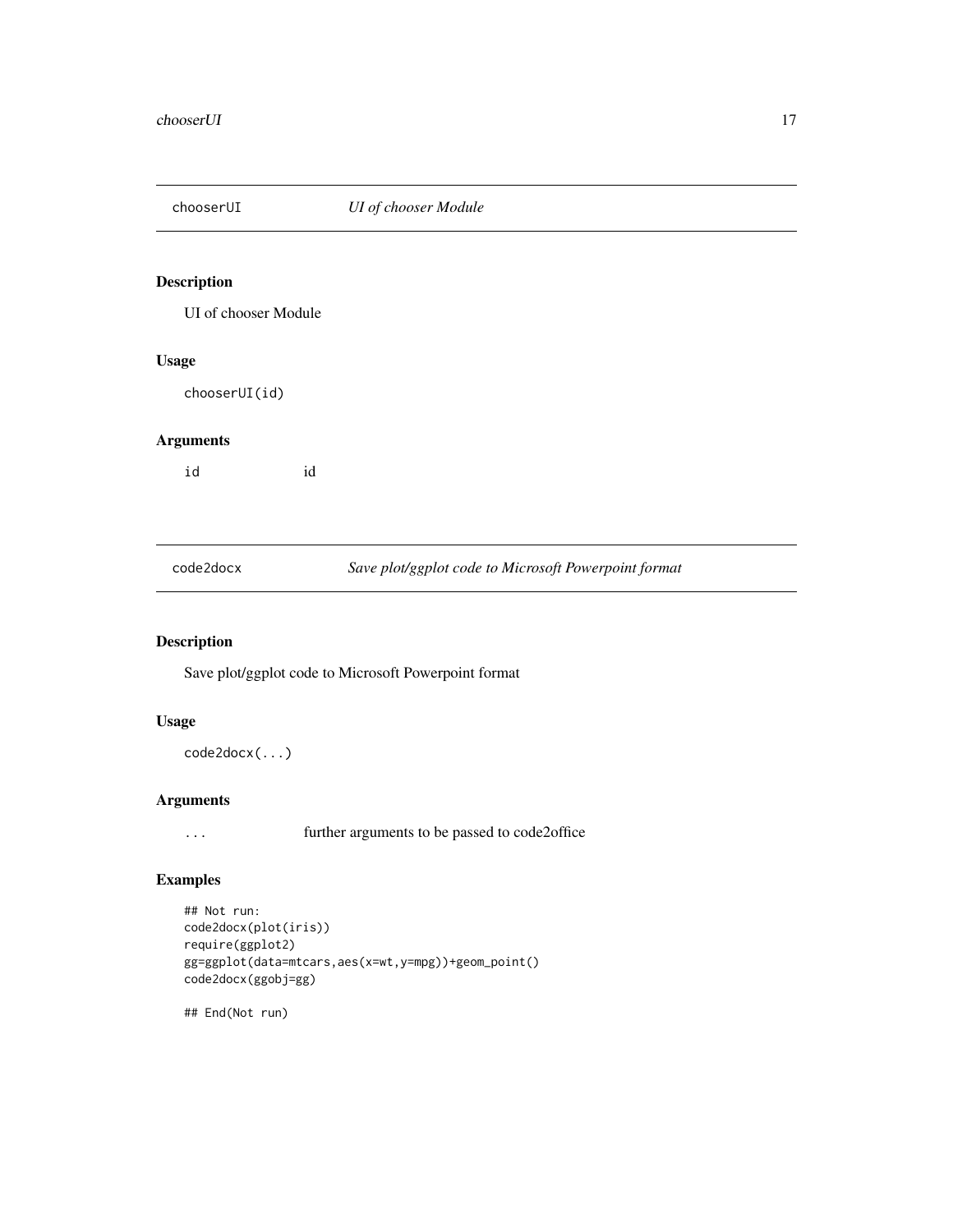## chooserUI — *UI of chooser Module*

### Description

UI of chooser Module

### Usage

```
chooserUI(id)
```

### Arguments

| | |
|---|---|
| id | id |

## code2docx — *Save plot/ggplot code to Microsoft Powerpoint format*

### Description

Save plot/ggplot code to Microsoft Powerpoint format

### Usage

```
code2docx(...)
```

### Arguments

| | |
|---|---|
| ... | further arguments to be passed to code2office |

### Examples

```
## Not run:
code2docx(plot(iris))
require(ggplot2)
gg=ggplot(data=mtcars,aes(x=wt,y=mpg))+geom_point()
code2docx(ggobj=gg)

## End(Not run)
```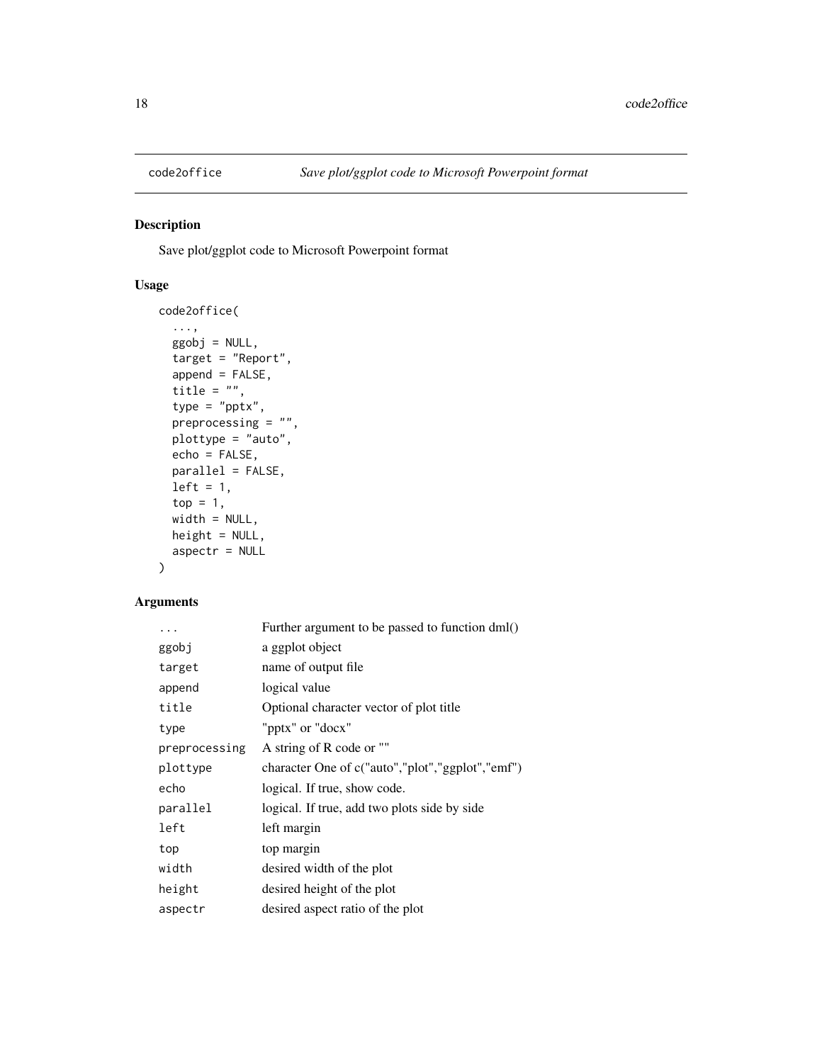`code2office` *Save plot/ggplot code to Microsoft Powerpoint format*

## Description

Save plot/ggplot code to Microsoft Powerpoint format

## Usage

```
code2office(
  ...,
  ggobj = NULL,
  target = "Report",
  append = FALSE,
  title = "",
  type = "pptx",
  preprocessing = "",
  plottype = "auto",
  echo = FALSE,
  parallel = FALSE,
  left = 1,
  top = 1,
  width = NULL,
  height = NULL,
  aspectr = NULL
)
```

## Arguments

| | |
|---|---|
| `...` | Further argument to be passed to function dml() |
| `ggobj` | a ggplot object |
| `target` | name of output file |
| `append` | logical value |
| `title` | Optional character vector of plot title |
| `type` | "pptx" or "docx" |
| `preprocessing` | A string of R code or "" |
| `plottype` | character One of c("auto","plot","ggplot","emf") |
| `echo` | logical. If true, show code. |
| `parallel` | logical. If true, add two plots side by side |
| `left` | left margin |
| `top` | top margin |
| `width` | desired width of the plot |
| `height` | desired height of the plot |
| `aspectr` | desired aspect ratio of the plot |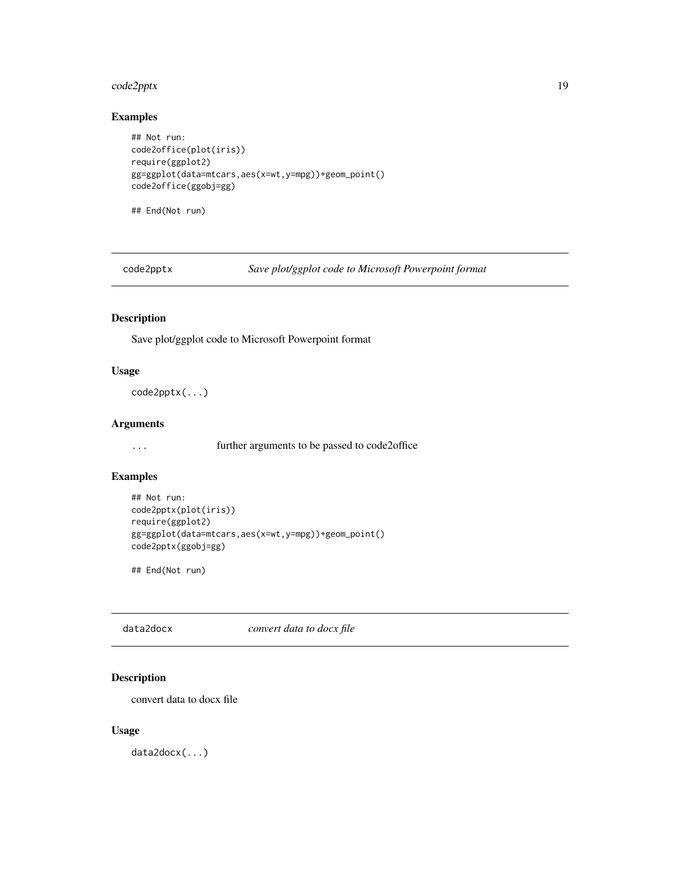### Examples

```
## Not run:
code2office(plot(iris))
require(ggplot2)
gg=ggplot(data=mtcars,aes(x=wt,y=mpg))+geom_point()
code2office(ggobj=gg)

## End(Not run)
```

---

## code2pptx — *Save plot/ggplot code to Microsoft Powerpoint format*

### Description

Save plot/ggplot code to Microsoft Powerpoint format

### Usage

```
code2pptx(...)
```

### Arguments

| | |
|---|---|
| ... | further arguments to be passed to code2office |

### Examples

```
## Not run:
code2pptx(plot(iris))
require(ggplot2)
gg=ggplot(data=mtcars,aes(x=wt,y=mpg))+geom_point()
code2pptx(ggobj=gg)

## End(Not run)
```

---

## data2docx — *convert data to docx file*

### Description

convert data to docx file

### Usage

```
data2docx(...)
```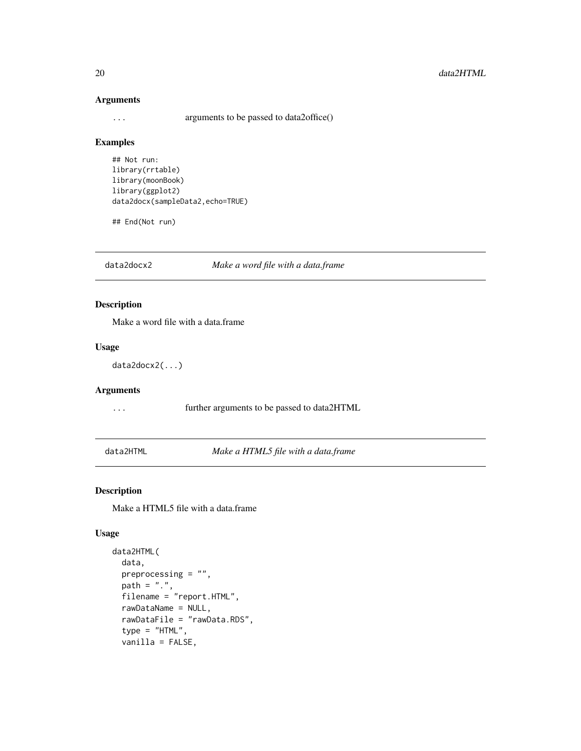### Arguments

`...` arguments to be passed to data2office()

### Examples

```
## Not run:
library(rrtable)
library(moonBook)
library(ggplot2)
data2docx(sampleData2,echo=TRUE)

## End(Not run)
```

---

## data2docx2 *Make a word file with a data.frame*

### Description

Make a word file with a data.frame

### Usage

```
data2docx2(...)
```

### Arguments

`...` further arguments to be passed to data2HTML

---

## data2HTML *Make a HTML5 file with a data.frame*

### Description

Make a HTML5 file with a data.frame

### Usage

```
data2HTML(
  data,
  preprocessing = "",
  path = ".",
  filename = "report.HTML",
  rawDataName = NULL,
  rawDataFile = "rawData.RDS",
  type = "HTML",
  vanilla = FALSE,
```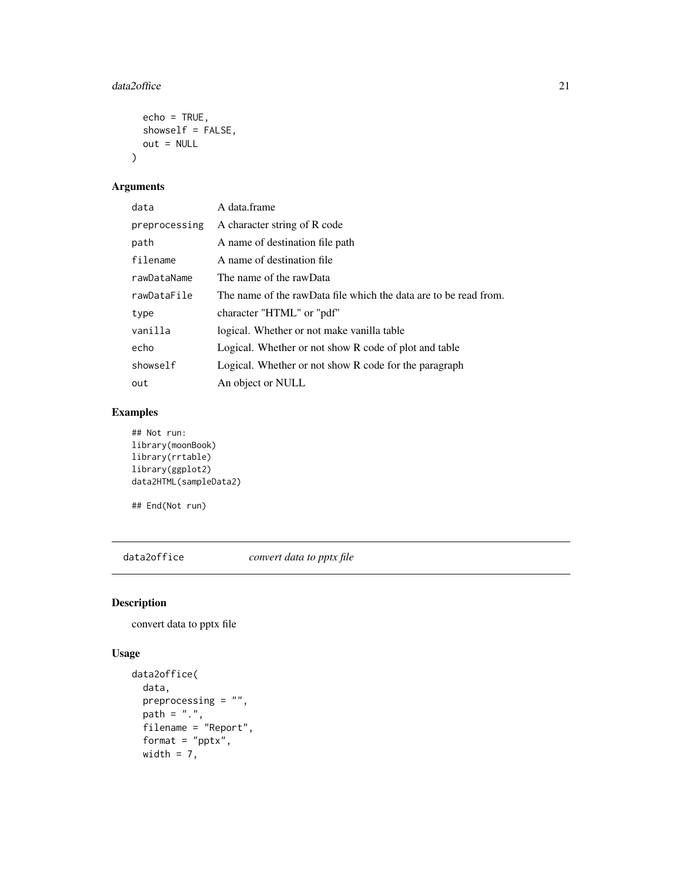```
  echo = TRUE,
  showself = FALSE,
  out = NULL
)
```

## Arguments

| | |
|---|---|
| data | A data.frame |
| preprocessing | A character string of R code |
| path | A name of destination file path |
| filename | A name of destination file |
| rawDataName | The name of the rawData |
| rawDataFile | The name of the rawData file which the data are to be read from. |
| type | character "HTML" or "pdf" |
| vanilla | logical. Whether or not make vanilla table |
| echo | Logical. Whether or not show R code of plot and table |
| showself | Logical. Whether or not show R code for the paragraph |
| out | An object or NULL |

## Examples

```
## Not run:
library(moonBook)
library(rrtable)
library(ggplot2)
data2HTML(sampleData2)

## End(Not run)
```

---

# data2office    *convert data to pptx file*

## Description

convert data to pptx file

## Usage

```
data2office(
  data,
  preprocessing = "",
  path = ".",
  filename = "Report",
  format = "pptx",
  width = 7,
```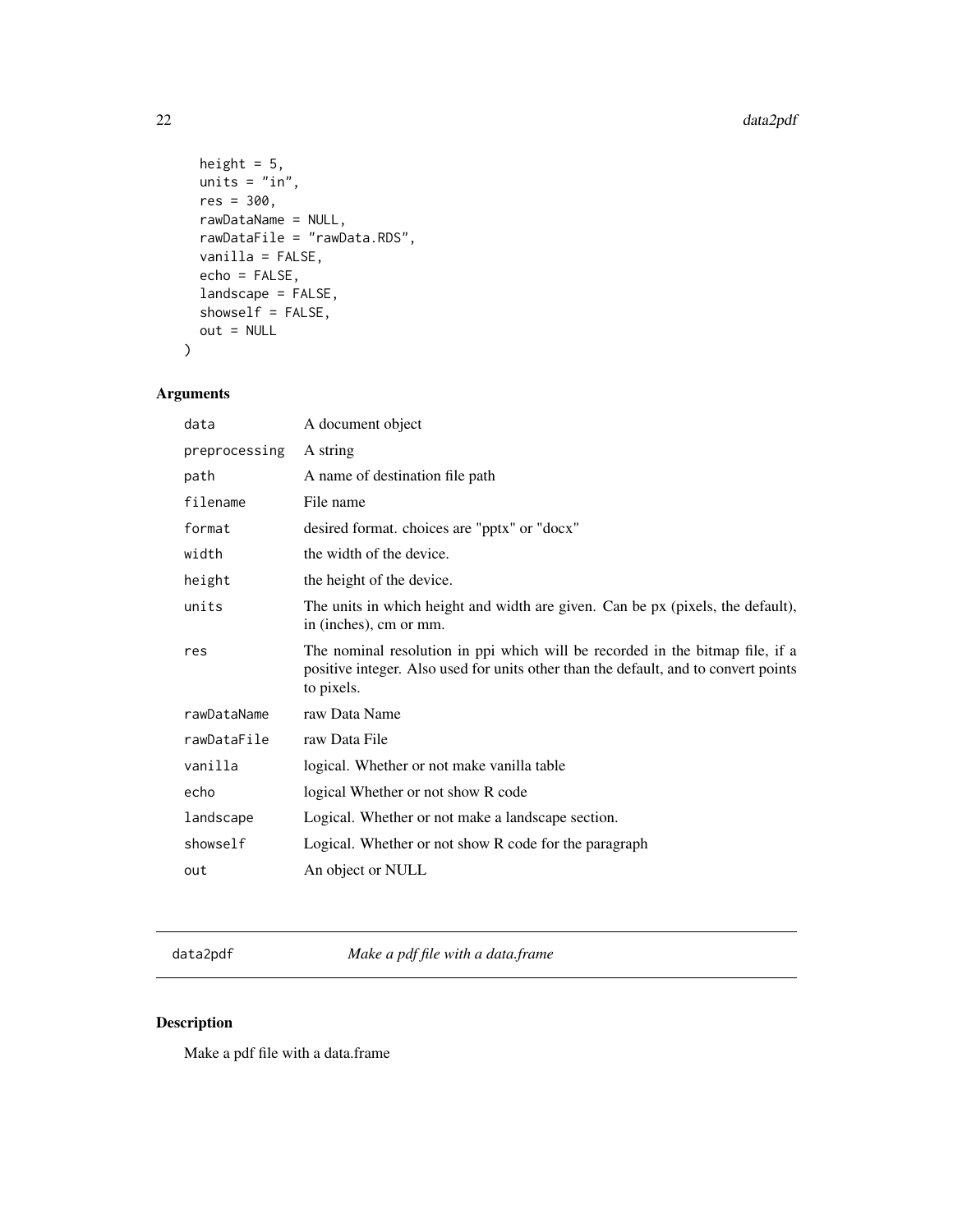```
  height = 5,
  units = "in",
  res = 300,
  rawDataName = NULL,
  rawDataFile = "rawData.RDS",
  vanilla = FALSE,
  echo = FALSE,
  landscape = FALSE,
  showself = FALSE,
  out = NULL
)
```

## Arguments

| | |
|---|---|
| data | A document object |
| preprocessing | A string |
| path | A name of destination file path |
| filename | File name |
| format | desired format. choices are "pptx" or "docx" |
| width | the width of the device. |
| height | the height of the device. |
| units | The units in which height and width are given. Can be px (pixels, the default), in (inches), cm or mm. |
| res | The nominal resolution in ppi which will be recorded in the bitmap file, if a positive integer. Also used for units other than the default, and to convert points to pixels. |
| rawDataName | raw Data Name |
| rawDataFile | raw Data File |
| vanilla | logical. Whether or not make vanilla table |
| echo | logical Whether or not show R code |
| landscape | Logical. Whether or not make a landscape section. |
| showself | Logical. Whether or not show R code for the paragraph |
| out | An object or NULL |

---

# data2pdf *Make a pdf file with a data.frame*

## Description

Make a pdf file with a data.frame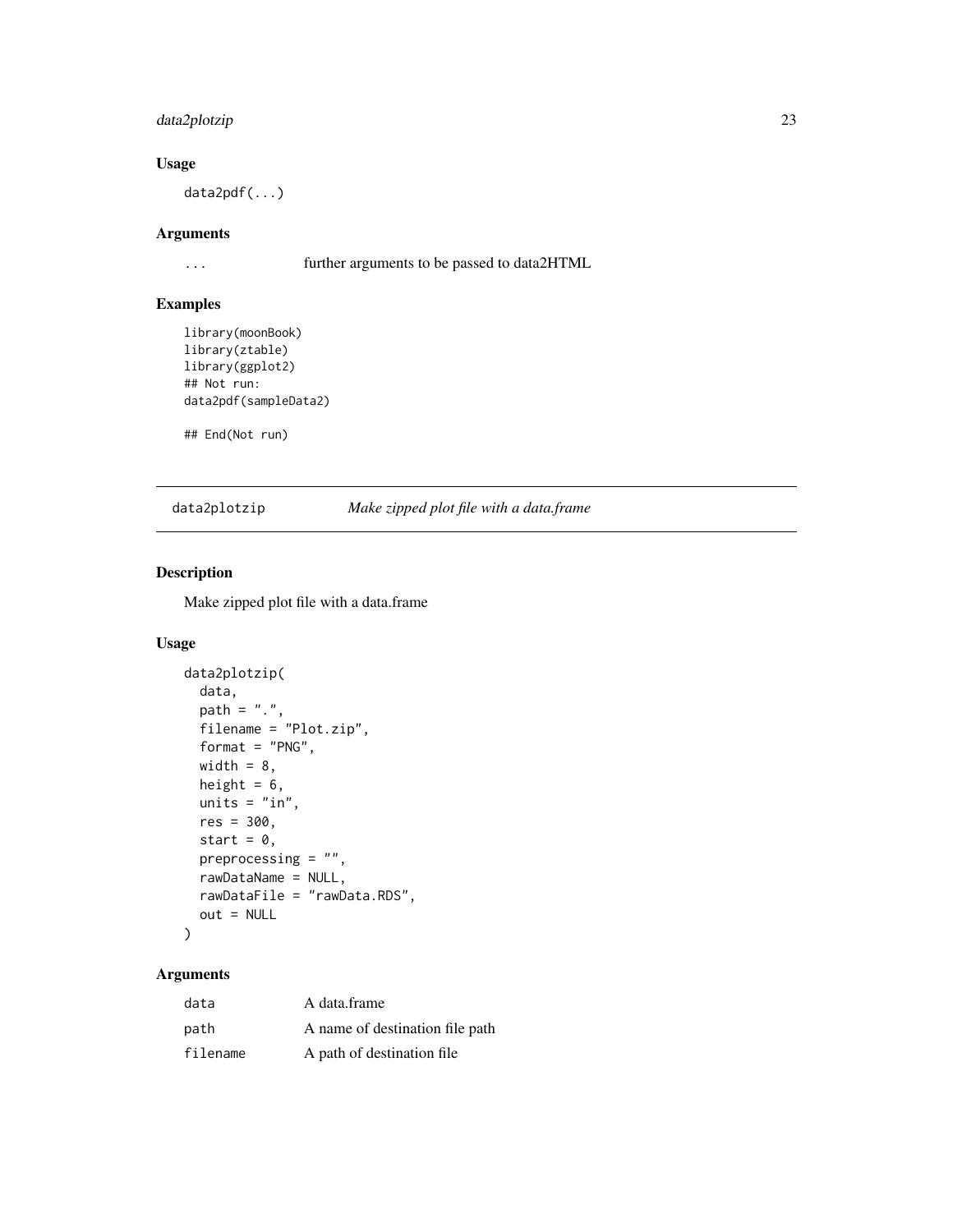### Usage

```
data2pdf(...)
```

### Arguments

| | |
|---|---|
| ... | further arguments to be passed to data2HTML |

### Examples

```
library(moonBook)
library(ztable)
library(ggplot2)
## Not run:
data2pdf(sampleData2)

## End(Not run)
```

---

## data2plotzip &nbsp;&nbsp;&nbsp; *Make zipped plot file with a data.frame*

---

### Description

Make zipped plot file with a data.frame

### Usage

```
data2plotzip(
  data,
  path = ".",
  filename = "Plot.zip",
  format = "PNG",
  width = 8,
  height = 6,
  units = "in",
  res = 300,
  start = 0,
  preprocessing = "",
  rawDataName = NULL,
  rawDataFile = "rawData.RDS",
  out = NULL
)
```

### Arguments

| | |
|---|---|
| data | A data.frame |
| path | A name of destination file path |
| filename | A path of destination file |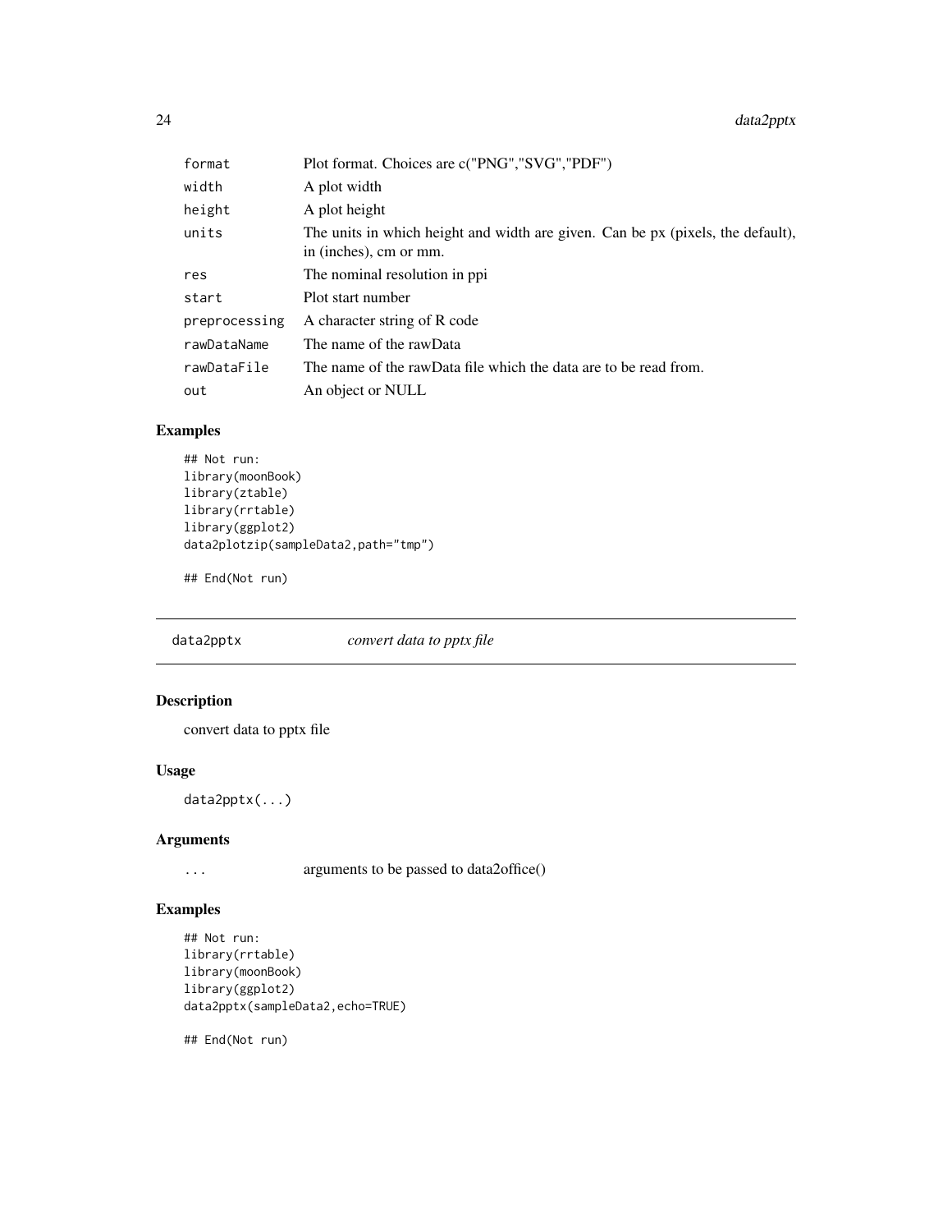| | |
|---|---|
| format | Plot format. Choices are c("PNG","SVG","PDF") |
| width | A plot width |
| height | A plot height |
| units | The units in which height and width are given. Can be px (pixels, the default), in (inches), cm or mm. |
| res | The nominal resolution in ppi |
| start | Plot start number |
| preprocessing | A character string of R code |
| rawDataName | The name of the rawData |
| rawDataFile | The name of the rawData file which the data are to be read from. |
| out | An object or NULL |

### Examples

```
## Not run:
library(moonBook)
library(ztable)
library(rrtable)
library(ggplot2)
data2plotzip(sampleData2,path="tmp")

## End(Not run)
```

---

## data2pptx *convert data to pptx file*

### Description

convert data to pptx file

### Usage

```
data2pptx(...)
```

### Arguments

| | |
|---|---|
| ... | arguments to be passed to data2office() |

### Examples

```
## Not run:
library(rrtable)
library(moonBook)
library(ggplot2)
data2pptx(sampleData2,echo=TRUE)

## End(Not run)
```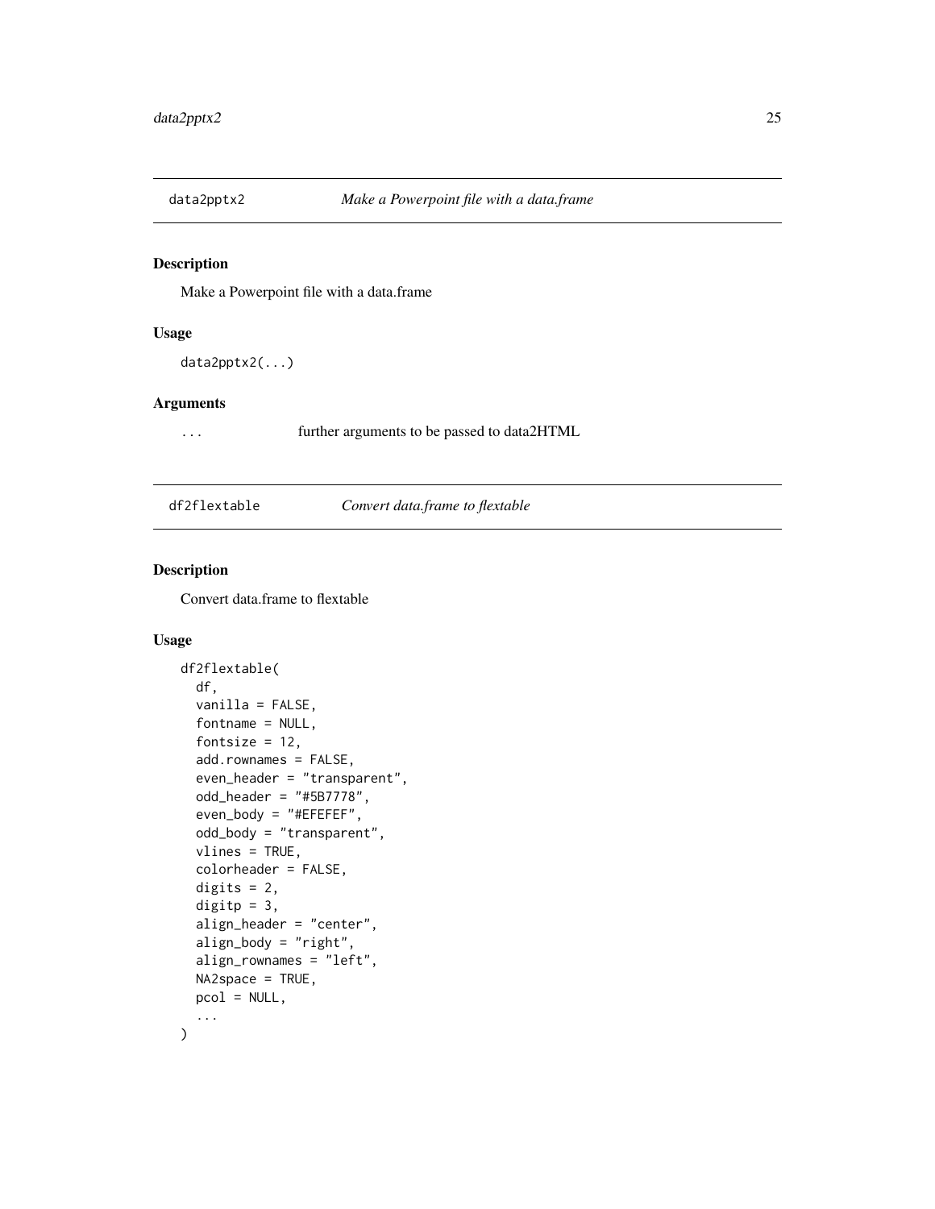## data2pptx2 *Make a Powerpoint file with a data.frame*

### Description

Make a Powerpoint file with a data.frame

### Usage

```
data2pptx2(...)
```

### Arguments

| | |
|---|---|
| ... | further arguments to be passed to data2HTML |

## df2flextable *Convert data.frame to flextable*

### Description

Convert data.frame to flextable

### Usage

```
df2flextable(
  df,
  vanilla = FALSE,
  fontname = NULL,
  fontsize = 12,
  add.rownames = FALSE,
  even_header = "transparent",
  odd_header = "#5B7778",
  even_body = "#EFEFEF",
  odd_body = "transparent",
  vlines = TRUE,
  colorheader = FALSE,
  digits = 2,
  digitp = 3,
  align_header = "center",
  align_body = "right",
  align_rownames = "left",
  NA2space = TRUE,
  pcol = NULL,
  ...
)
```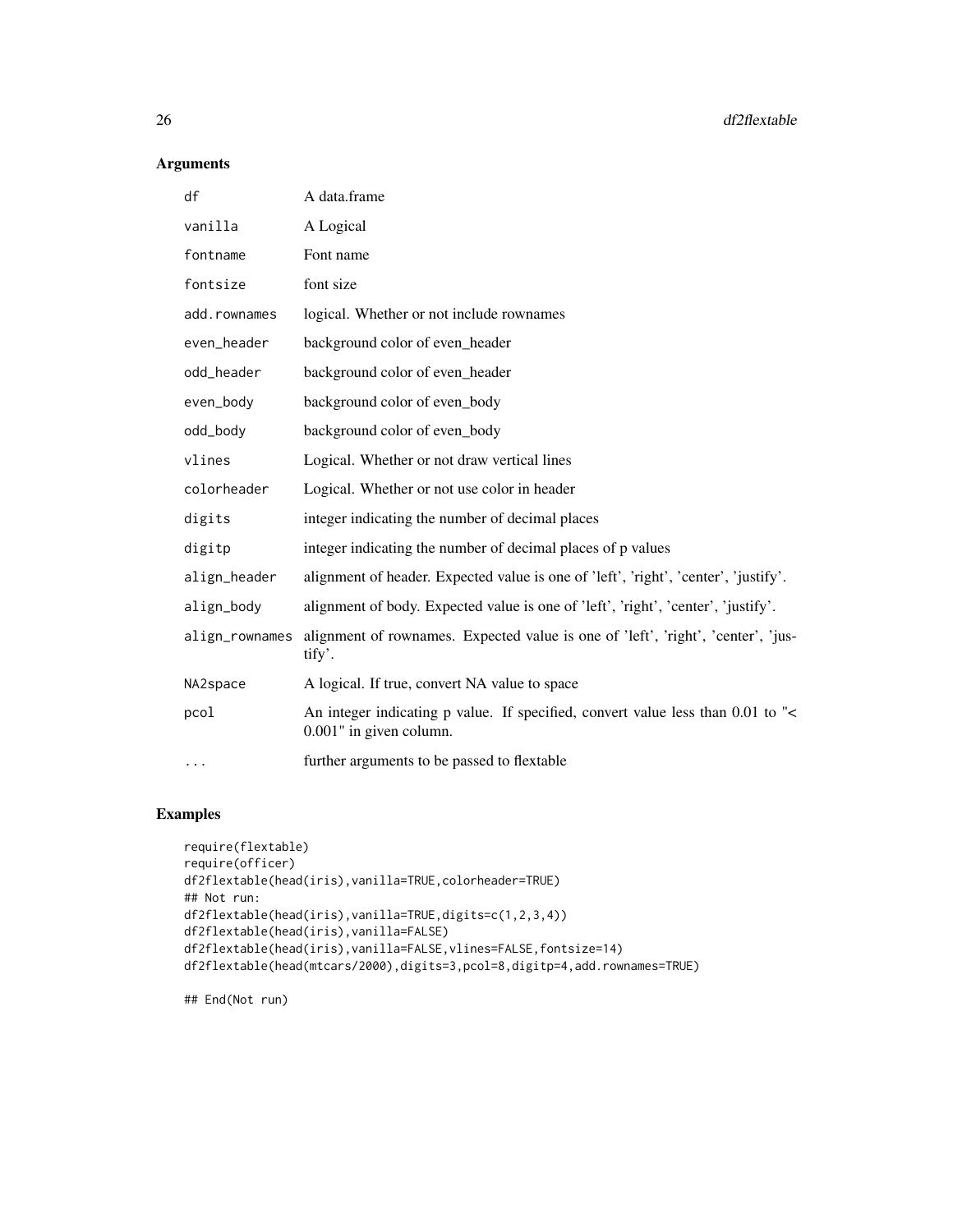## Arguments

| | |
|---|---|
| df | A data.frame |
| vanilla | A Logical |
| fontname | Font name |
| fontsize | font size |
| add.rownames | logical. Whether or not include rownames |
| even_header | background color of even_header |
| odd_header | background color of even_header |
| even_body | background color of even_body |
| odd_body | background color of even_body |
| vlines | Logical. Whether or not draw vertical lines |
| colorheader | Logical. Whether or not use color in header |
| digits | integer indicating the number of decimal places |
| digitp | integer indicating the number of decimal places of p values |
| align_header | alignment of header. Expected value is one of 'left', 'right', 'center', 'justify'. |
| align_body | alignment of body. Expected value is one of 'left', 'right', 'center', 'justify'. |
| align_rownames | alignment of rownames. Expected value is one of 'left', 'right', 'center', 'justify'. |
| NA2space | A logical. If true, convert NA value to space |
| pcol | An integer indicating p value. If specified, convert value less than 0.01 to "< 0.001" in given column. |
| ... | further arguments to be passed to flextable |

## Examples

```
require(flextable)
require(officer)
df2flextable(head(iris),vanilla=TRUE,colorheader=TRUE)
## Not run:
df2flextable(head(iris),vanilla=TRUE,digits=c(1,2,3,4))
df2flextable(head(iris),vanilla=FALSE)
df2flextable(head(iris),vanilla=FALSE,vlines=FALSE,fontsize=14)
df2flextable(head(mtcars/2000),digits=3,pcol=8,digitp=4,add.rownames=TRUE)

## End(Not run)
```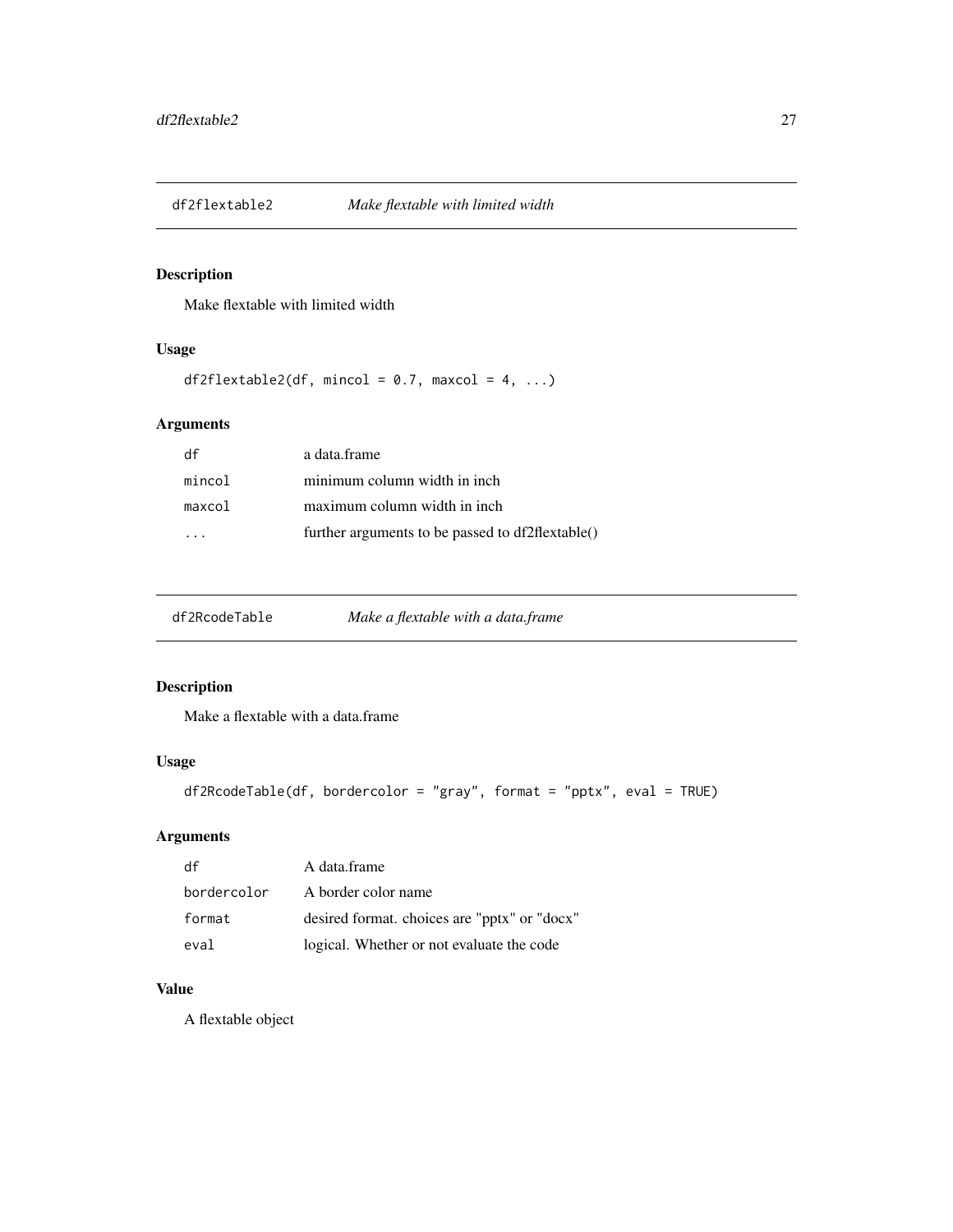## df2flextable2 *Make flextable with limited width*

### Description

Make flextable with limited width

### Usage

```
df2flextable2(df, mincol = 0.7, maxcol = 4, ...)
```

### Arguments

| | |
|---|---|
| df | a data.frame |
| mincol | minimum column width in inch |
| maxcol | maximum column width in inch |
| ... | further arguments to be passed to df2flextable() |

## df2RcodeTable *Make a flextable with a data.frame*

### Description

Make a flextable with a data.frame

### Usage

```
df2RcodeTable(df, bordercolor = "gray", format = "pptx", eval = TRUE)
```

### Arguments

| | |
|---|---|
| df | A data.frame |
| bordercolor | A border color name |
| format | desired format. choices are "pptx" or "docx" |
| eval | logical. Whether or not evaluate the code |

### Value

A flextable object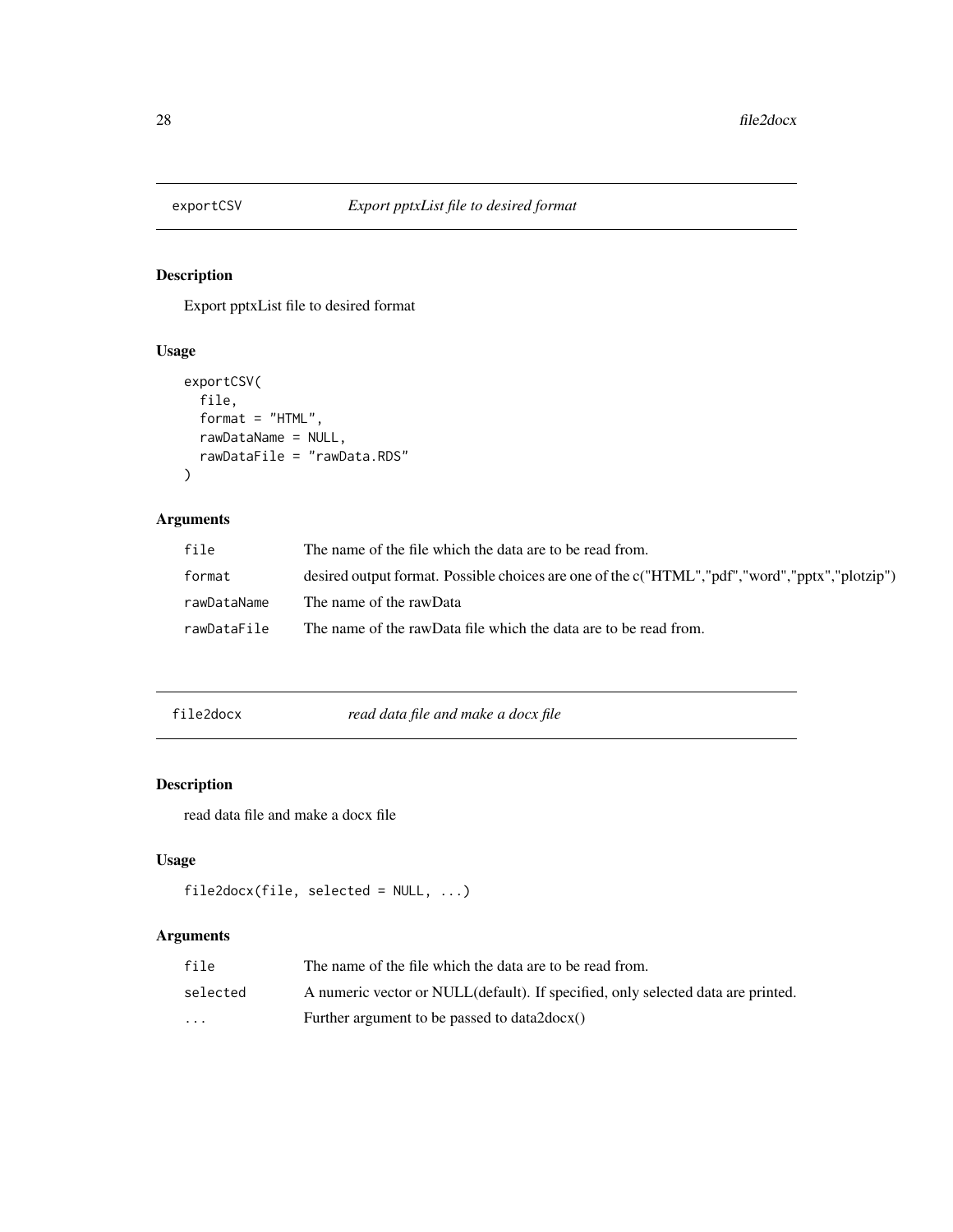## exportCSV — *Export pptxList file to desired format*

### Description

Export pptxList file to desired format

### Usage

```
exportCSV(
  file,
  format = "HTML",
  rawDataName = NULL,
  rawDataFile = "rawData.RDS"
)
```

### Arguments

| | |
|---|---|
| `file` | The name of the file which the data are to be read from. |
| `format` | desired output format. Possible choices are one of the c("HTML","pdf","word","pptx","plotzip") |
| `rawDataName` | The name of the rawData |
| `rawDataFile` | The name of the rawData file which the data are to be read from. |

## file2docx — *read data file and make a docx file*

### Description

read data file and make a docx file

### Usage

```
file2docx(file, selected = NULL, ...)
```

### Arguments

| | |
|---|---|
| `file` | The name of the file which the data are to be read from. |
| `selected` | A numeric vector or NULL(default). If specified, only selected data are printed. |
| `...` | Further argument to be passed to data2docx() |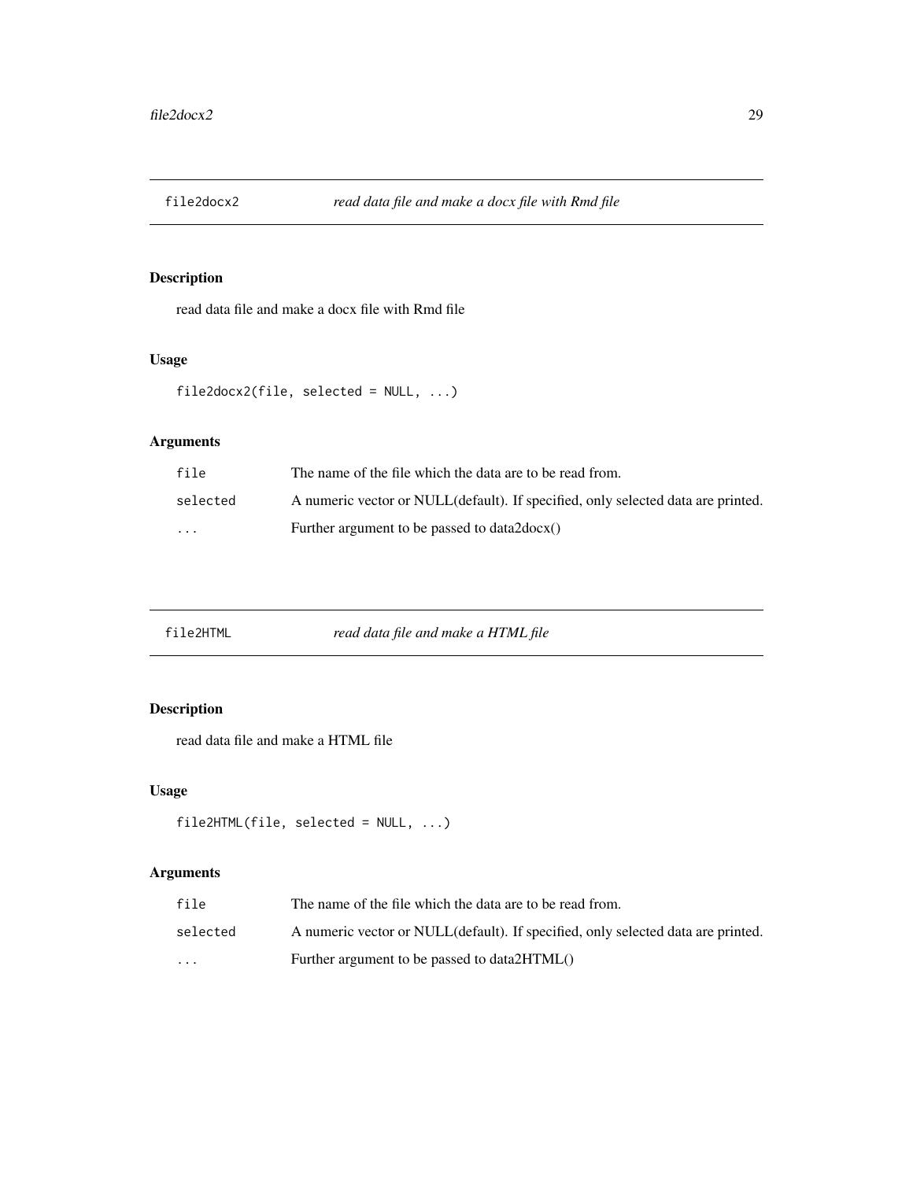## file2docx2 — *read data file and make a docx file with Rmd file*

### Description

read data file and make a docx file with Rmd file

### Usage

```
file2docx2(file, selected = NULL, ...)
```

### Arguments

| | |
|---|---|
| file | The name of the file which the data are to be read from. |
| selected | A numeric vector or NULL(default). If specified, only selected data are printed. |
| ... | Further argument to be passed to data2docx() |

## file2HTML — *read data file and make a HTML file*

### Description

read data file and make a HTML file

### Usage

```
file2HTML(file, selected = NULL, ...)
```

### Arguments

| | |
|---|---|
| file | The name of the file which the data are to be read from. |
| selected | A numeric vector or NULL(default). If specified, only selected data are printed. |
| ... | Further argument to be passed to data2HTML() |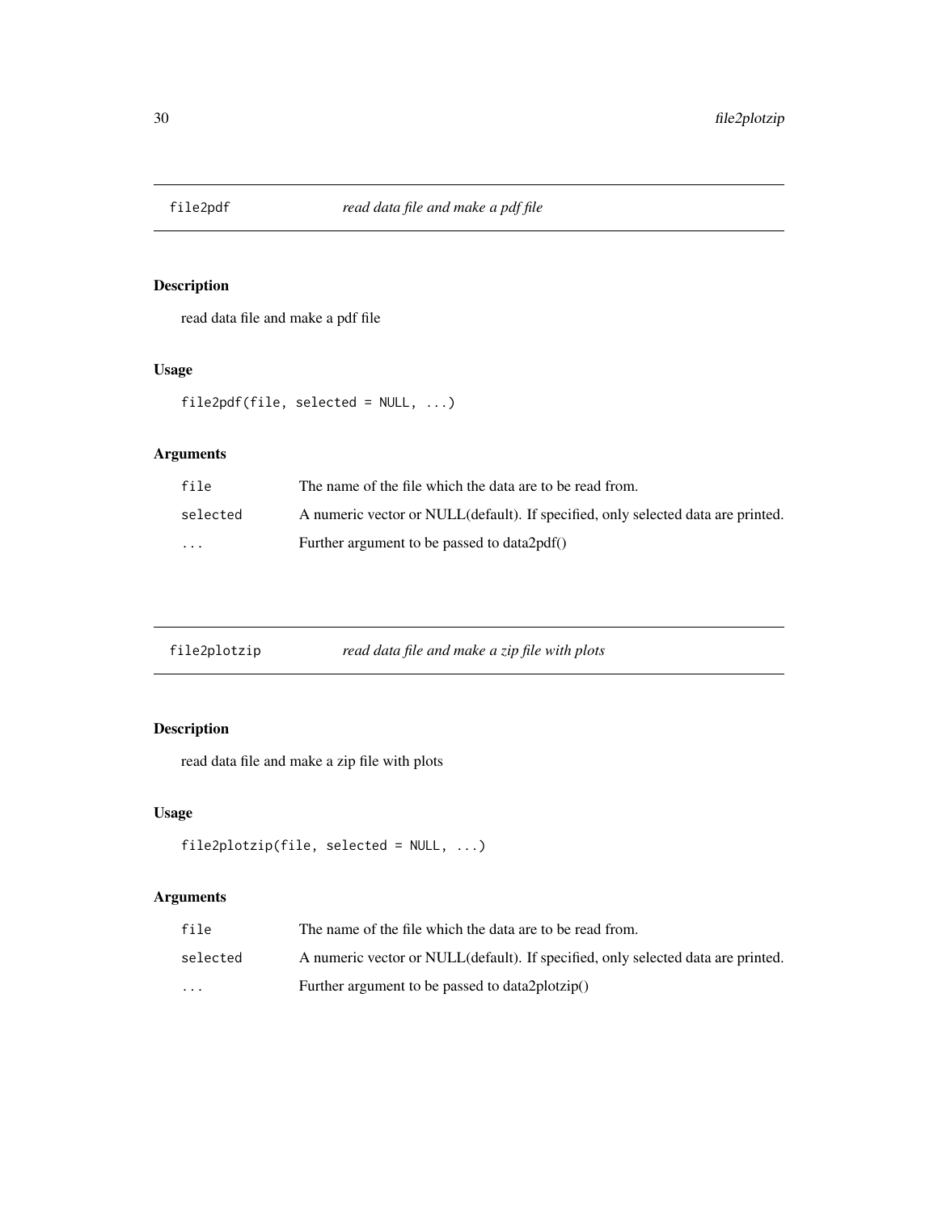## file2pdf *read data file and make a pdf file*

### Description

read data file and make a pdf file

### Usage

```
file2pdf(file, selected = NULL, ...)
```

### Arguments

| | |
|---|---|
| `file` | The name of the file which the data are to be read from. |
| `selected` | A numeric vector or NULL(default). If specified, only selected data are printed. |
| `...` | Further argument to be passed to data2pdf() |

## file2plotzip *read data file and make a zip file with plots*

### Description

read data file and make a zip file with plots

### Usage

```
file2plotzip(file, selected = NULL, ...)
```

### Arguments

| | |
|---|---|
| `file` | The name of the file which the data are to be read from. |
| `selected` | A numeric vector or NULL(default). If specified, only selected data are printed. |
| `...` | Further argument to be passed to data2plotzip() |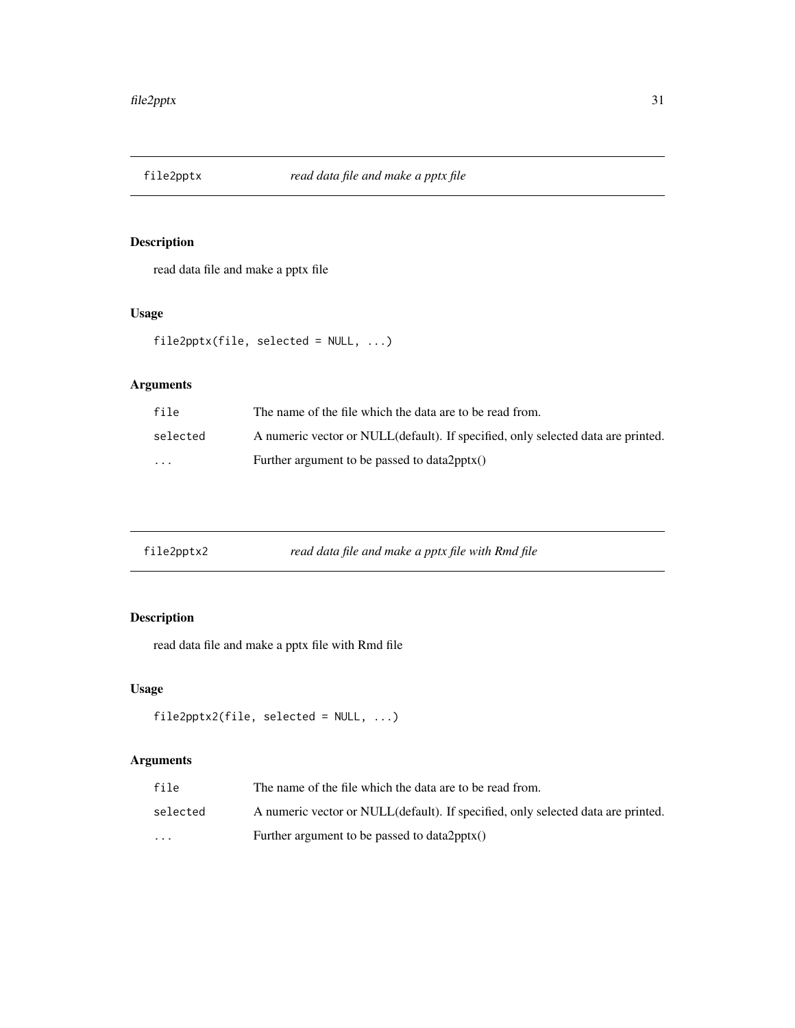## file2pptx *read data file and make a pptx file*

### Description

read data file and make a pptx file

### Usage

```
file2pptx(file, selected = NULL, ...)
```

### Arguments

| | |
|---|---|
| file | The name of the file which the data are to be read from. |
| selected | A numeric vector or NULL(default). If specified, only selected data are printed. |
| ... | Further argument to be passed to data2pptx() |

## file2pptx2 *read data file and make a pptx file with Rmd file*

### Description

read data file and make a pptx file with Rmd file

### Usage

```
file2pptx2(file, selected = NULL, ...)
```

### Arguments

| | |
|---|---|
| file | The name of the file which the data are to be read from. |
| selected | A numeric vector or NULL(default). If specified, only selected data are printed. |
| ... | Further argument to be passed to data2pptx() |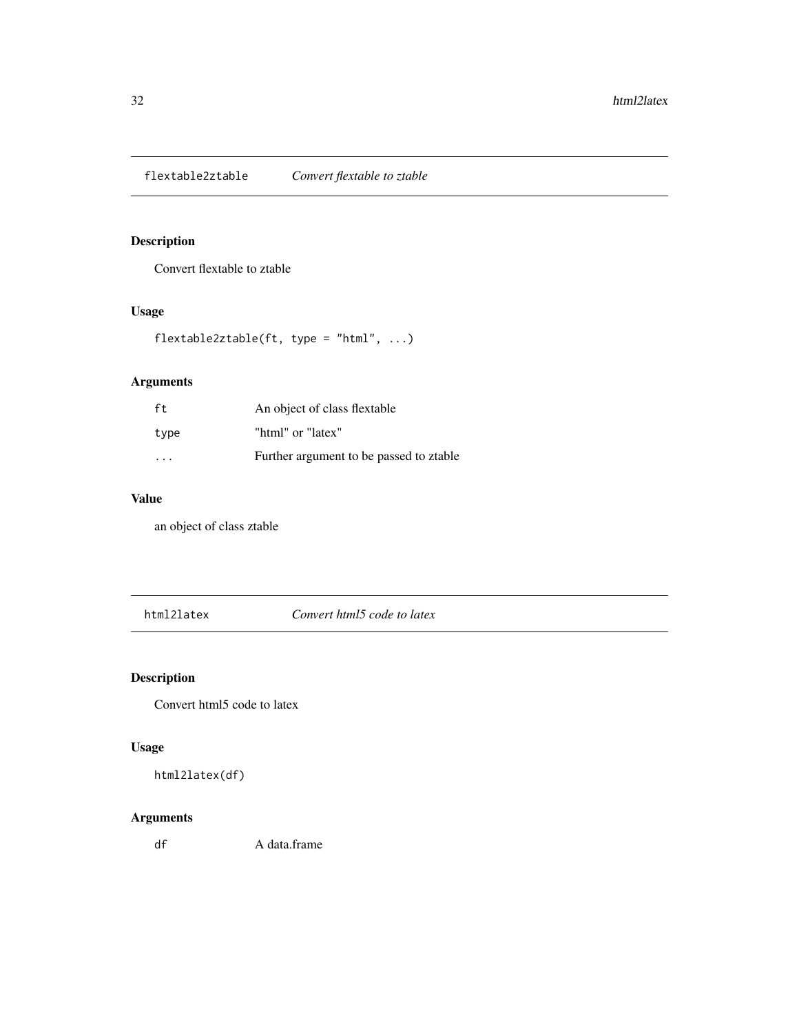## flextable2ztable — *Convert flextable to ztable*

### Description

Convert flextable to ztable

### Usage

```
flextable2ztable(ft, type = "html", ...)
```

### Arguments

| | |
|---|---|
| `ft` | An object of class flextable |
| `type` | "html" or "latex" |
| `...` | Further argument to be passed to ztable |

### Value

an object of class ztable

## html2latex — *Convert html5 code to latex*

### Description

Convert html5 code to latex

### Usage

```
html2latex(df)
```

### Arguments

| | |
|---|---|
| `df` | A data.frame |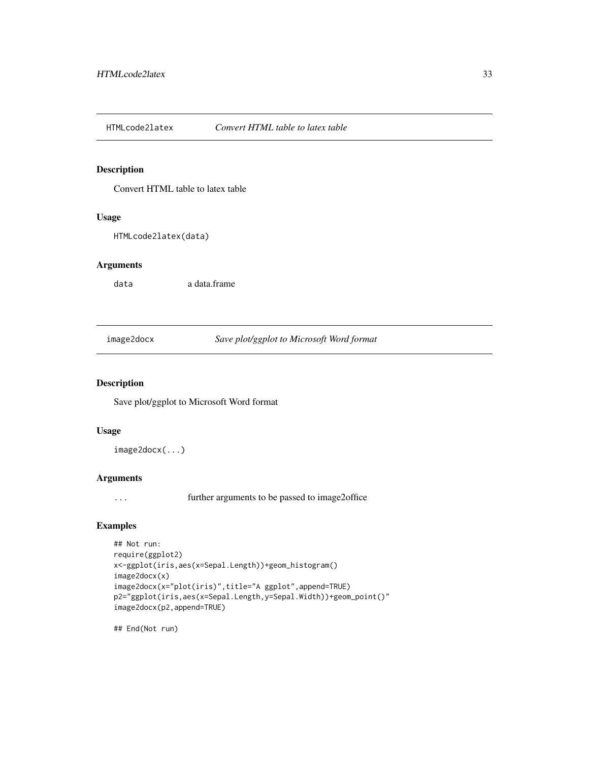## HTMLcode2latex *Convert HTML table to latex table*

### Description

Convert HTML table to latex table

### Usage

```
HTMLcode2latex(data)
```

### Arguments

| | |
|---|---|
| data | a data.frame |

## image2docx *Save plot/ggplot to Microsoft Word format*

### Description

Save plot/ggplot to Microsoft Word format

### Usage

```
image2docx(...)
```

### Arguments

| | |
|---|---|
| ... | further arguments to be passed to image2office |

### Examples

```
## Not run:
require(ggplot2)
x<-ggplot(iris,aes(x=Sepal.Length))+geom_histogram()
image2docx(x)
image2docx(x="plot(iris)",title="A ggplot",append=TRUE)
p2="ggplot(iris,aes(x=Sepal.Length,y=Sepal.Width))+geom_point()"
image2docx(p2,append=TRUE)

## End(Not run)
```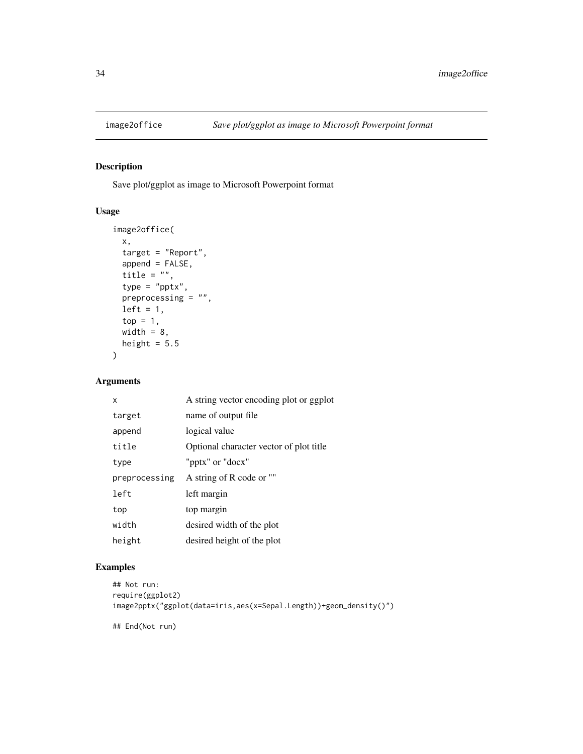## image2office — *Save plot/ggplot as image to Microsoft Powerpoint format*

### Description

Save plot/ggplot as image to Microsoft Powerpoint format

### Usage

```
image2office(
  x,
  target = "Report",
  append = FALSE,
  title = "",
  type = "pptx",
  preprocessing = "",
  left = 1,
  top = 1,
  width = 8,
  height = 5.5
)
```

### Arguments

| | |
|---|---|
| `x` | A string vector encoding plot or ggplot |
| `target` | name of output file |
| `append` | logical value |
| `title` | Optional character vector of plot title |
| `type` | "pptx" or "docx" |
| `preprocessing` | A string of R code or "" |
| `left` | left margin |
| `top` | top margin |
| `width` | desired width of the plot |
| `height` | desired height of the plot |

### Examples

```
## Not run:
require(ggplot2)
image2pptx("ggplot(data=iris,aes(x=Sepal.Length))+geom_density()")

## End(Not run)
```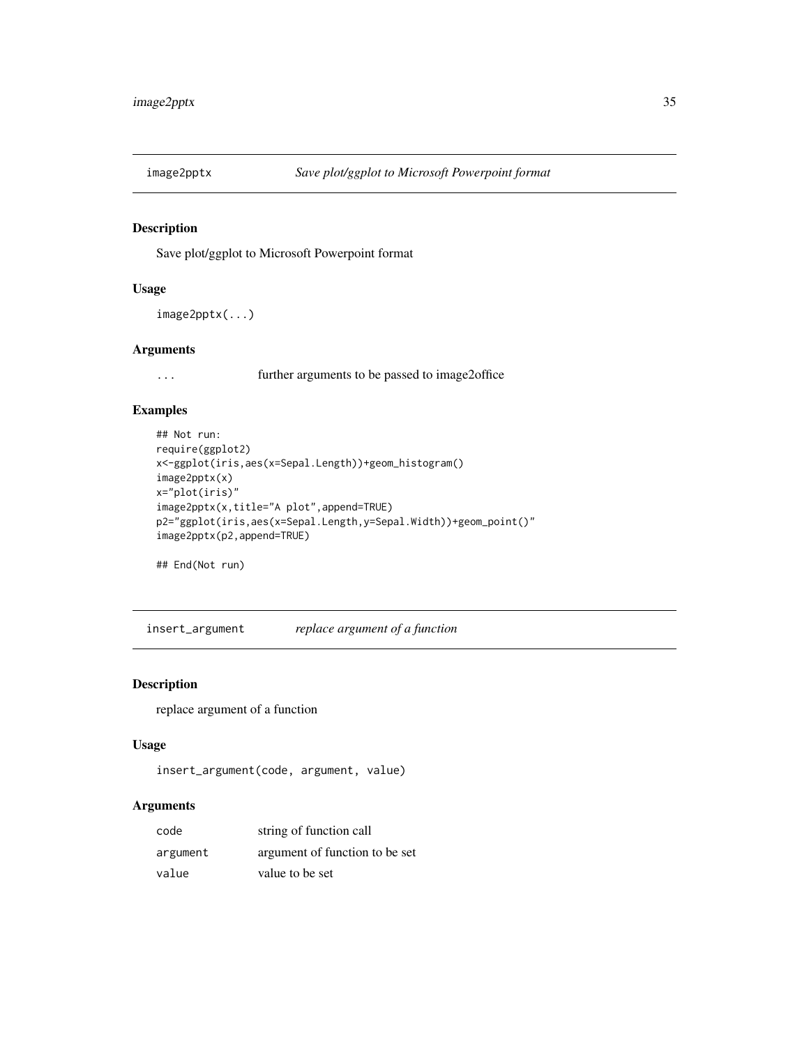## image2pptx *Save plot/ggplot to Microsoft Powerpoint format*

### Description

Save plot/ggplot to Microsoft Powerpoint format

### Usage

```
image2pptx(...)
```

### Arguments

| | |
|---|---|
| ... | further arguments to be passed to image2office |

### Examples

```
## Not run:
require(ggplot2)
x<-ggplot(iris,aes(x=Sepal.Length))+geom_histogram()
image2pptx(x)
x="plot(iris)"
image2pptx(x,title="A plot",append=TRUE)
p2="ggplot(iris,aes(x=Sepal.Length,y=Sepal.Width))+geom_point()"
image2pptx(p2,append=TRUE)

## End(Not run)
```

## insert_argument *replace argument of a function*

### Description

replace argument of a function

### Usage

```
insert_argument(code, argument, value)
```

### Arguments

| | |
|---|---|
| code | string of function call |
| argument | argument of function to be set |
| value | value to be set |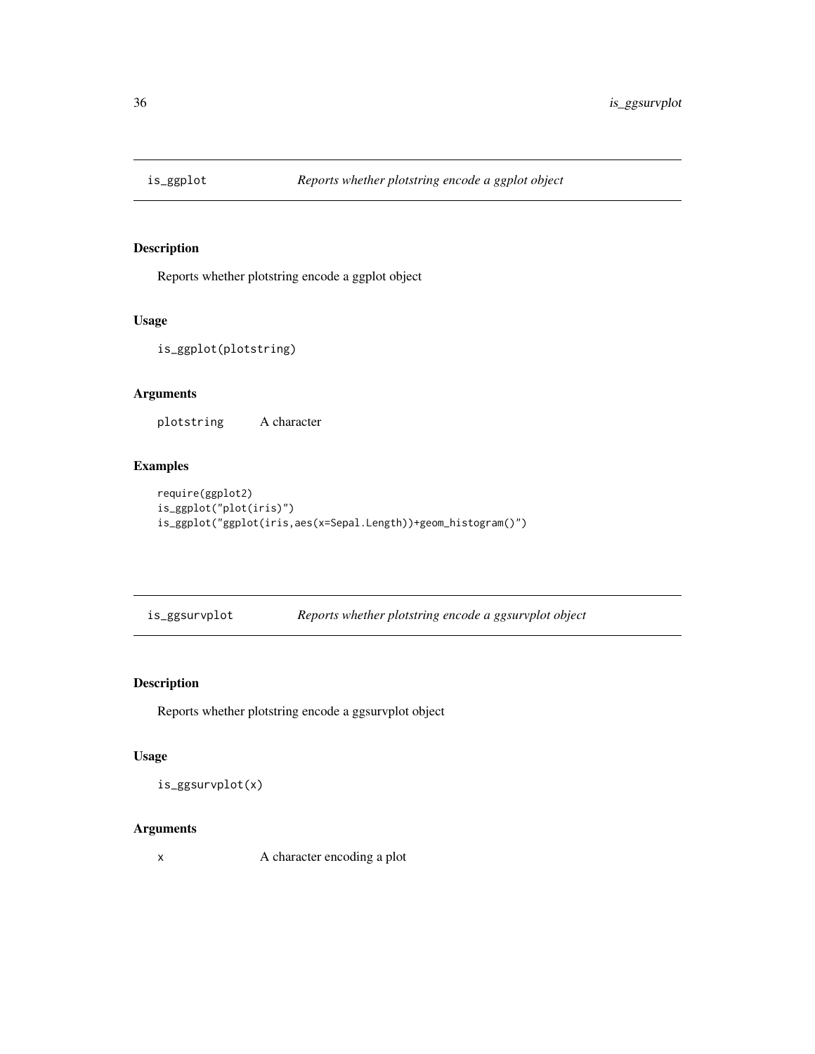## is_ggplot — *Reports whether plotstring encode a ggplot object*

### Description

Reports whether plotstring encode a ggplot object

### Usage

```
is_ggplot(plotstring)
```

### Arguments

| | |
|---|---|
| plotstring | A character |

### Examples

```
require(ggplot2)
is_ggplot("plot(iris)")
is_ggplot("ggplot(iris,aes(x=Sepal.Length))+geom_histogram()")
```

## is_ggsurvplot — *Reports whether plotstring encode a ggsurvplot object*

### Description

Reports whether plotstring encode a ggsurvplot object

### Usage

```
is_ggsurvplot(x)
```

### Arguments

| | |
|---|---|
| x | A character encoding a plot |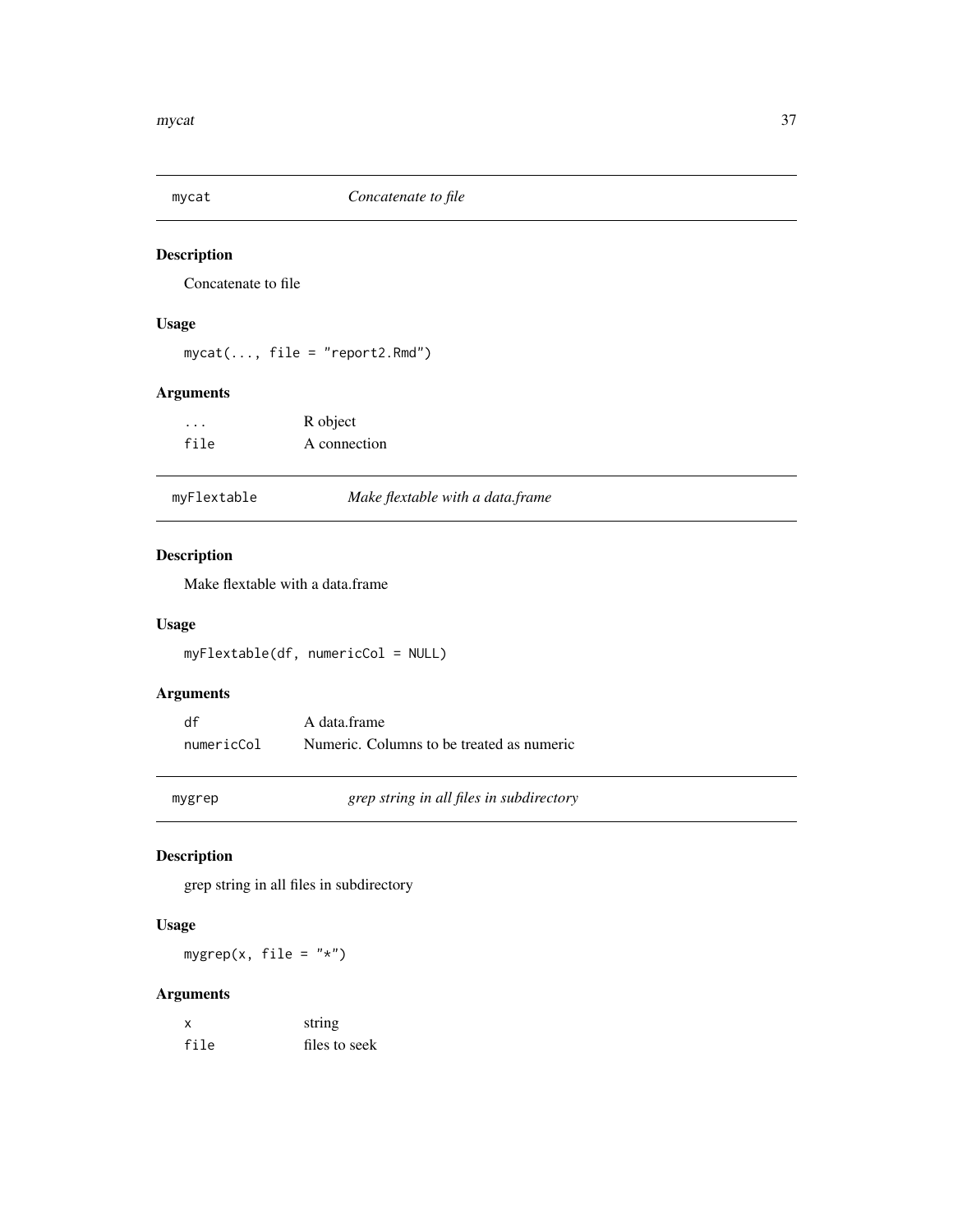## mycat — *Concatenate to file*

### Description

Concatenate to file

### Usage

```
mycat(..., file = "report2.Rmd")
```

### Arguments

| | |
|---|---|
| `...` | R object |
| `file` | A connection |

## myFlextable — *Make flextable with a data.frame*

### Description

Make flextable with a data.frame

### Usage

```
myFlextable(df, numericCol = NULL)
```

### Arguments

| | |
|---|---|
| `df` | A data.frame |
| `numericCol` | Numeric. Columns to be treated as numeric |

## mygrep — *grep string in all files in subdirectory*

### Description

grep string in all files in subdirectory

### Usage

```
mygrep(x, file = "*")
```

### Arguments

| | |
|---|---|
| `x` | string |
| `file` | files to seek |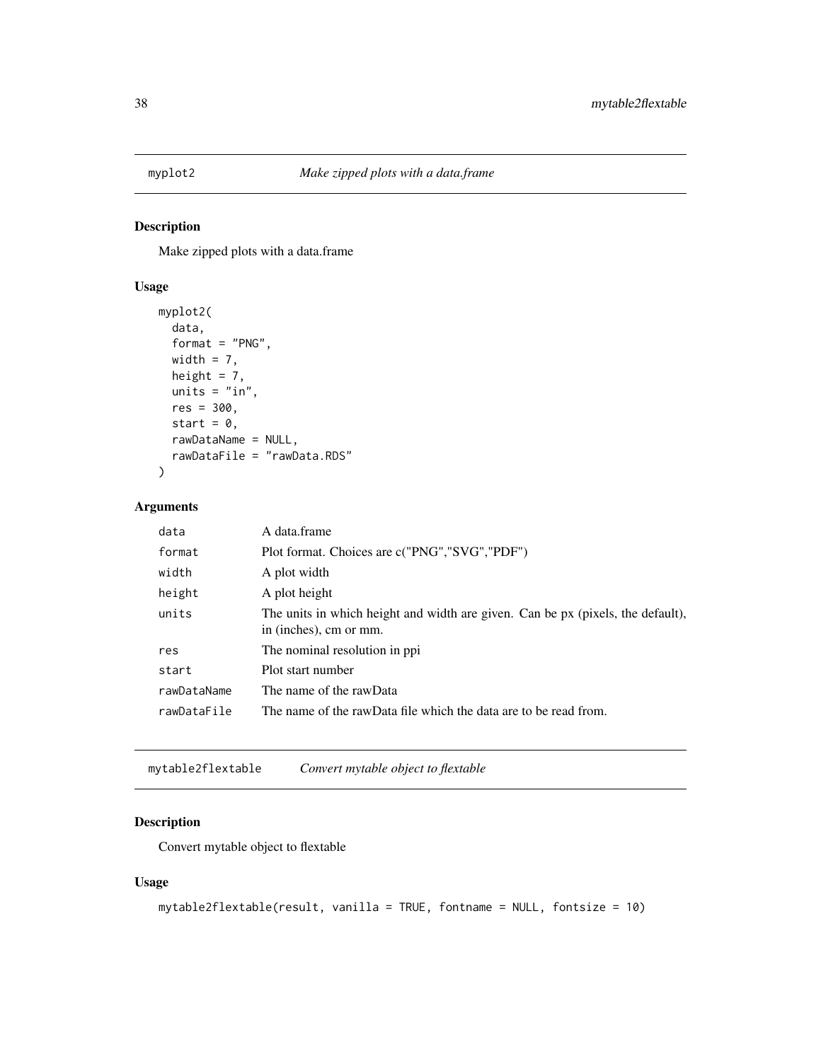## myplot2 — *Make zipped plots with a data.frame*

### Description

Make zipped plots with a data.frame

### Usage

```
myplot2(
  data,
  format = "PNG",
  width = 7,
  height = 7,
  units = "in",
  res = 300,
  start = 0,
  rawDataName = NULL,
  rawDataFile = "rawData.RDS"
)
```

### Arguments

| Argument | Description |
|---|---|
| `data` | A data.frame |
| `format` | Plot format. Choices are c("PNG","SVG","PDF") |
| `width` | A plot width |
| `height` | A plot height |
| `units` | The units in which height and width are given. Can be px (pixels, the default), in (inches), cm or mm. |
| `res` | The nominal resolution in ppi |
| `start` | Plot start number |
| `rawDataName` | The name of the rawData |
| `rawDataFile` | The name of the rawData file which the data are to be read from. |

## mytable2flextable — *Convert mytable object to flextable*

### Description

Convert mytable object to flextable

### Usage

```
mytable2flextable(result, vanilla = TRUE, fontname = NULL, fontsize = 10)
```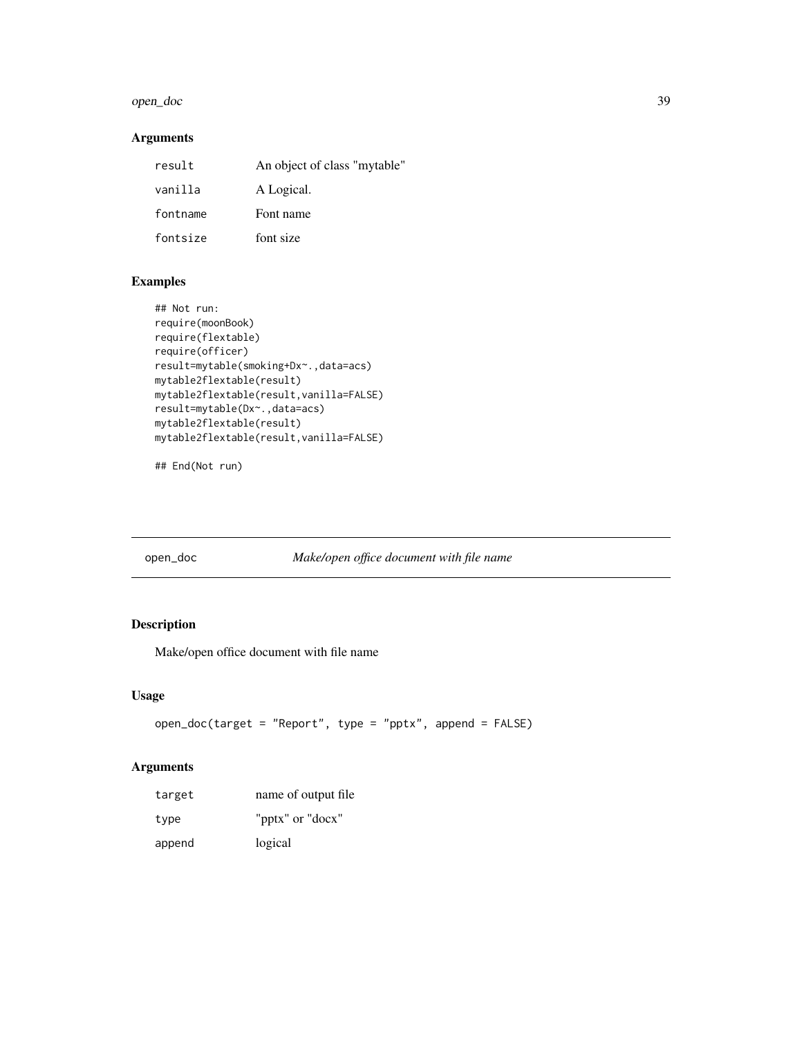### Arguments

| | |
|---|---|
| result | An object of class "mytable" |
| vanilla | A Logical. |
| fontname | Font name |
| fontsize | font size |

### Examples

```
## Not run:
require(moonBook)
require(flextable)
require(officer)
result=mytable(smoking+Dx~.,data=acs)
mytable2flextable(result)
mytable2flextable(result,vanilla=FALSE)
result=mytable(Dx~.,data=acs)
mytable2flextable(result)
mytable2flextable(result,vanilla=FALSE)

## End(Not run)
```

---

## open_doc *Make/open office document with file name*

---

### Description

Make/open office document with file name

### Usage

```
open_doc(target = "Report", type = "pptx", append = FALSE)
```

### Arguments

| | |
|---|---|
| target | name of output file |
| type | "pptx" or "docx" |
| append | logical |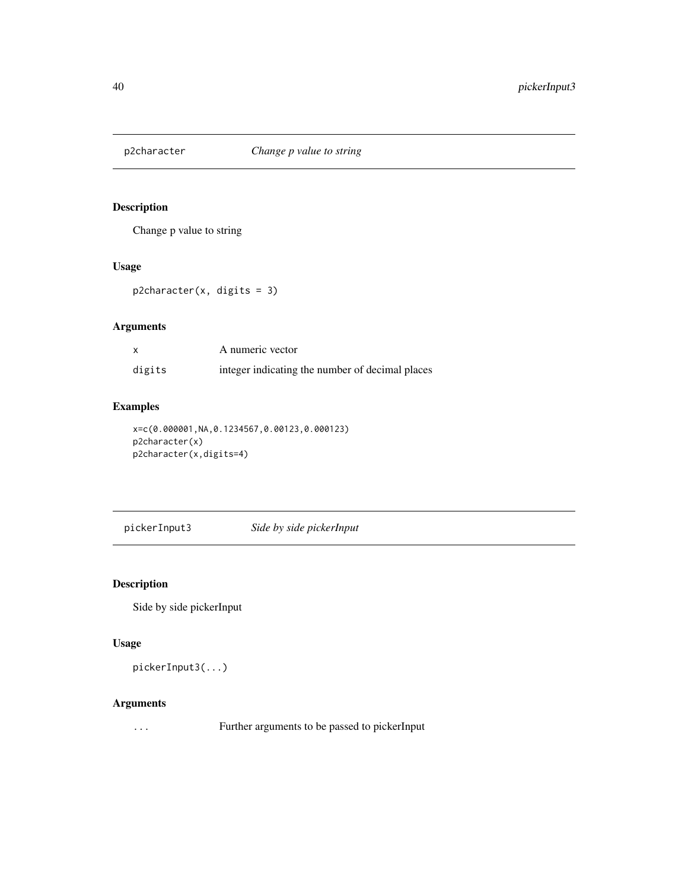## p2character — *Change p value to string*

### Description

Change p value to string

### Usage

```
p2character(x, digits = 3)
```

### Arguments

| | |
|---|---|
| x | A numeric vector |
| digits | integer indicating the number of decimal places |

### Examples

```
x=c(0.000001,NA,0.1234567,0.00123,0.000123)
p2character(x)
p2character(x,digits=4)
```

## pickerInput3 — *Side by side pickerInput*

### Description

Side by side pickerInput

### Usage

```
pickerInput3(...)
```

### Arguments

| | |
|---|---|
| ... | Further arguments to be passed to pickerInput |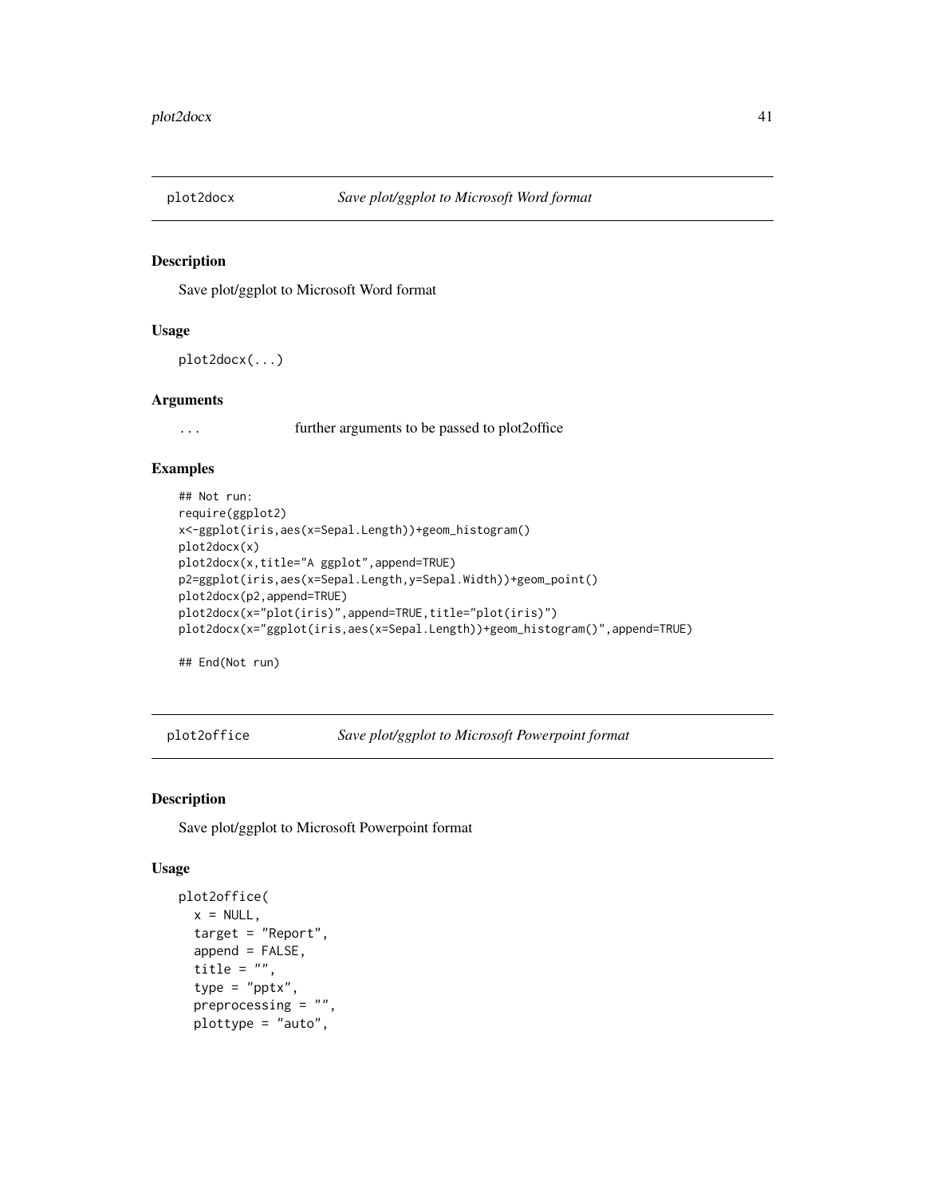## plot2docx — *Save plot/ggplot to Microsoft Word format*

### Description

Save plot/ggplot to Microsoft Word format

### Usage

```
plot2docx(...)
```

### Arguments

| | |
|---|---|
| `...` | further arguments to be passed to plot2office |

### Examples

```
## Not run:
require(ggplot2)
x<-ggplot(iris,aes(x=Sepal.Length))+geom_histogram()
plot2docx(x)
plot2docx(x,title="A ggplot",append=TRUE)
p2=ggplot(iris,aes(x=Sepal.Length,y=Sepal.Width))+geom_point()
plot2docx(p2,append=TRUE)
plot2docx(x="plot(iris)",append=TRUE,title="plot(iris)")
plot2docx(x="ggplot(iris,aes(x=Sepal.Length))+geom_histogram()",append=TRUE)

## End(Not run)
```

## plot2office — *Save plot/ggplot to Microsoft Powerpoint format*

### Description

Save plot/ggplot to Microsoft Powerpoint format

### Usage

```
plot2office(
  x = NULL,
  target = "Report",
  append = FALSE,
  title = "",
  type = "pptx",
  preprocessing = "",
  plottype = "auto",
```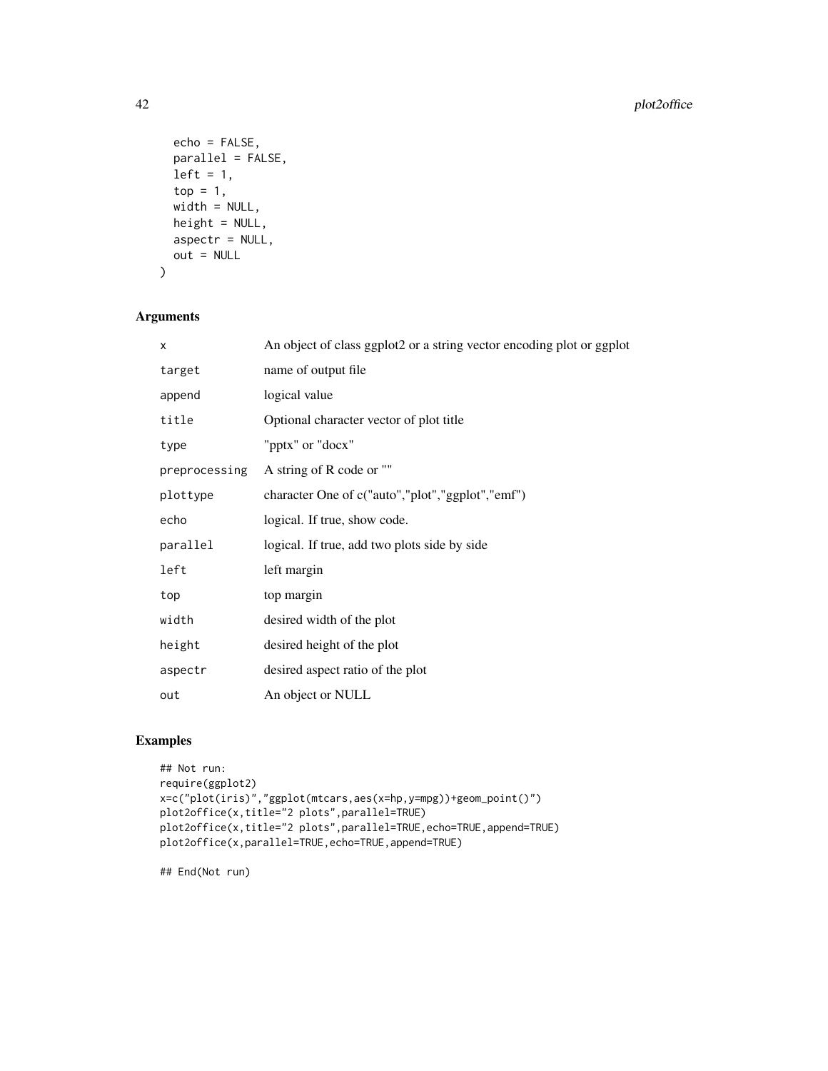```
  echo = FALSE,
  parallel = FALSE,
  left = 1,
  top = 1,
  width = NULL,
  height = NULL,
  aspectr = NULL,
  out = NULL
)
```

## Arguments

| | |
|---|---|
| `x` | An object of class ggplot2 or a string vector encoding plot or ggplot |
| `target` | name of output file |
| `append` | logical value |
| `title` | Optional character vector of plot title |
| `type` | "pptx" or "docx" |
| `preprocessing` | A string of R code or "" |
| `plottype` | character One of c("auto","plot","ggplot","emf") |
| `echo` | logical. If true, show code. |
| `parallel` | logical. If true, add two plots side by side |
| `left` | left margin |
| `top` | top margin |
| `width` | desired width of the plot |
| `height` | desired height of the plot |
| `aspectr` | desired aspect ratio of the plot |
| `out` | An object or NULL |

## Examples

```
## Not run:
require(ggplot2)
x=c("plot(iris)","ggplot(mtcars,aes(x=hp,y=mpg))+geom_point()")
plot2office(x,title="2 plots",parallel=TRUE)
plot2office(x,title="2 plots",parallel=TRUE,echo=TRUE,append=TRUE)
plot2office(x,parallel=TRUE,echo=TRUE,append=TRUE)

## End(Not run)
```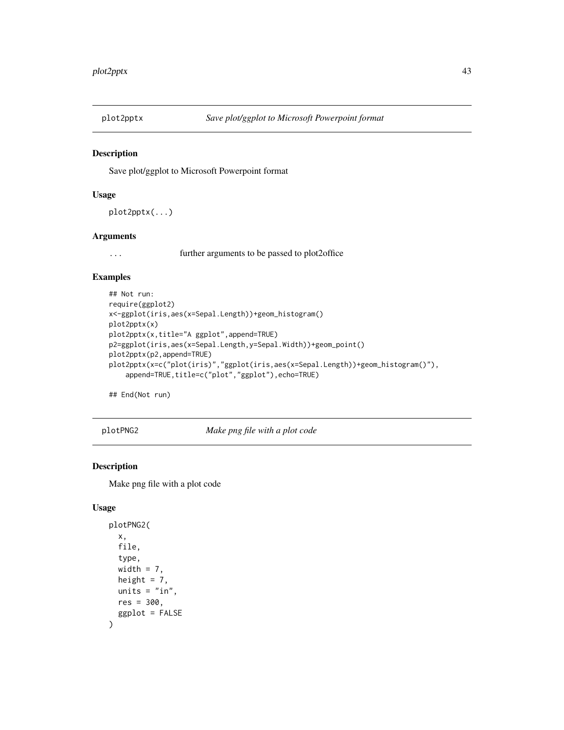## plot2pptx — *Save plot/ggplot to Microsoft Powerpoint format*

### Description

Save plot/ggplot to Microsoft Powerpoint format

### Usage

```
plot2pptx(...)
```

### Arguments

| | |
|---|---|
| ... | further arguments to be passed to plot2office |

### Examples

```
## Not run:
require(ggplot2)
x<-ggplot(iris,aes(x=Sepal.Length))+geom_histogram()
plot2pptx(x)
plot2pptx(x,title="A ggplot",append=TRUE)
p2=ggplot(iris,aes(x=Sepal.Length,y=Sepal.Width))+geom_point()
plot2pptx(p2,append=TRUE)
plot2pptx(x=c("plot(iris)","ggplot(iris,aes(x=Sepal.Length))+geom_histogram()"),
    append=TRUE,title=c("plot","ggplot"),echo=TRUE)

## End(Not run)
```

## plotPNG2 — *Make png file with a plot code*

### Description

Make png file with a plot code

### Usage

```
plotPNG2(
  x,
  file,
  type,
  width = 7,
  height = 7,
  units = "in",
  res = 300,
  ggplot = FALSE
)
```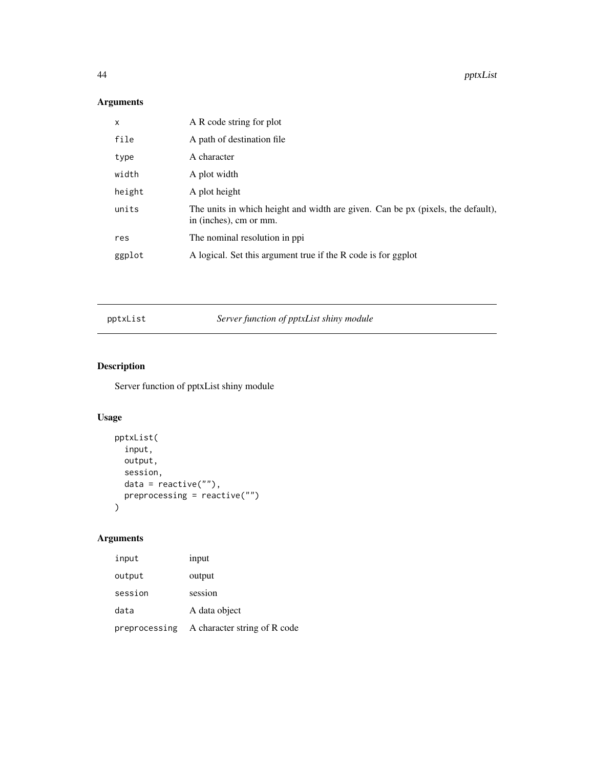## Arguments

| | |
|---|---|
| `x` | A R code string for plot |
| `file` | A path of destination file |
| `type` | A character |
| `width` | A plot width |
| `height` | A plot height |
| `units` | The units in which height and width are given. Can be px (pixels, the default), in (inches), cm or mm. |
| `res` | The nominal resolution in ppi |
| `ggplot` | A logical. Set this argument true if the R code is for ggplot |

---

# pptxList — *Server function of pptxList shiny module*

---

## Description

Server function of pptxList shiny module

## Usage

```
pptxList(
  input,
  output,
  session,
  data = reactive(""),
  preprocessing = reactive("")
)
```

## Arguments

| | |
|---|---|
| `input` | input |
| `output` | output |
| `session` | session |
| `data` | A data object |
| `preprocessing` | A character string of R code |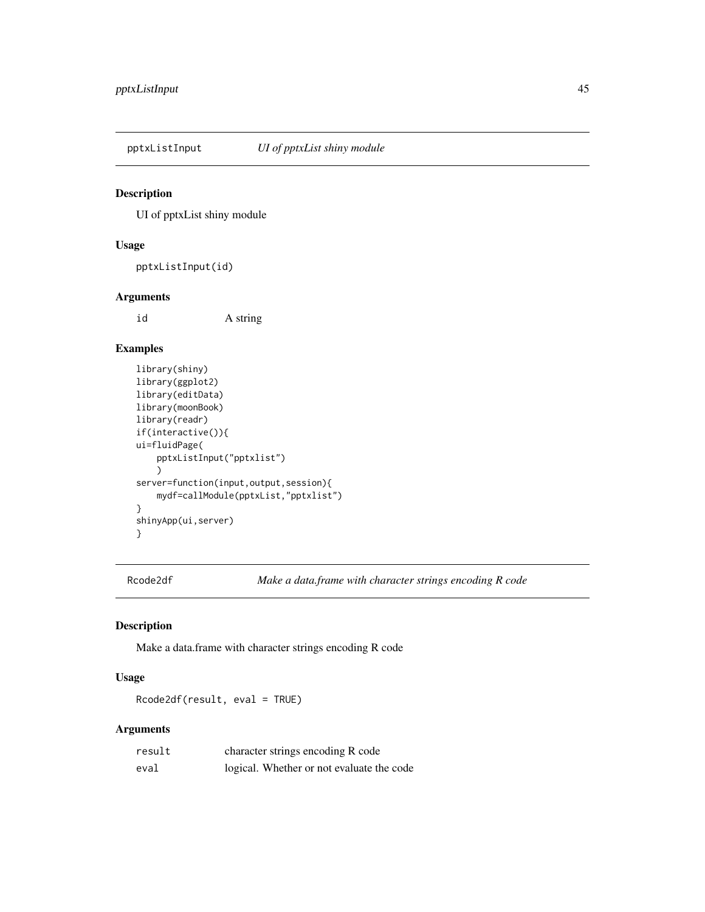## pptxListInput *UI of pptxList shiny module*

### Description

UI of pptxList shiny module

### Usage

```
pptxListInput(id)
```

### Arguments

| | |
|---|---|
| id | A string |

### Examples

```
library(shiny)
library(ggplot2)
library(editData)
library(moonBook)
library(readr)
if(interactive()){
ui=fluidPage(
    pptxListInput("pptxlist")
    )
server=function(input,output,session){
    mydf=callModule(pptxList,"pptxlist")
}
shinyApp(ui,server)
}
```

## Rcode2df *Make a data.frame with character strings encoding R code*

### Description

Make a data.frame with character strings encoding R code

### Usage

```
Rcode2df(result, eval = TRUE)
```

### Arguments

| | |
|---|---|
| result | character strings encoding R code |
| eval | logical. Whether or not evaluate the code |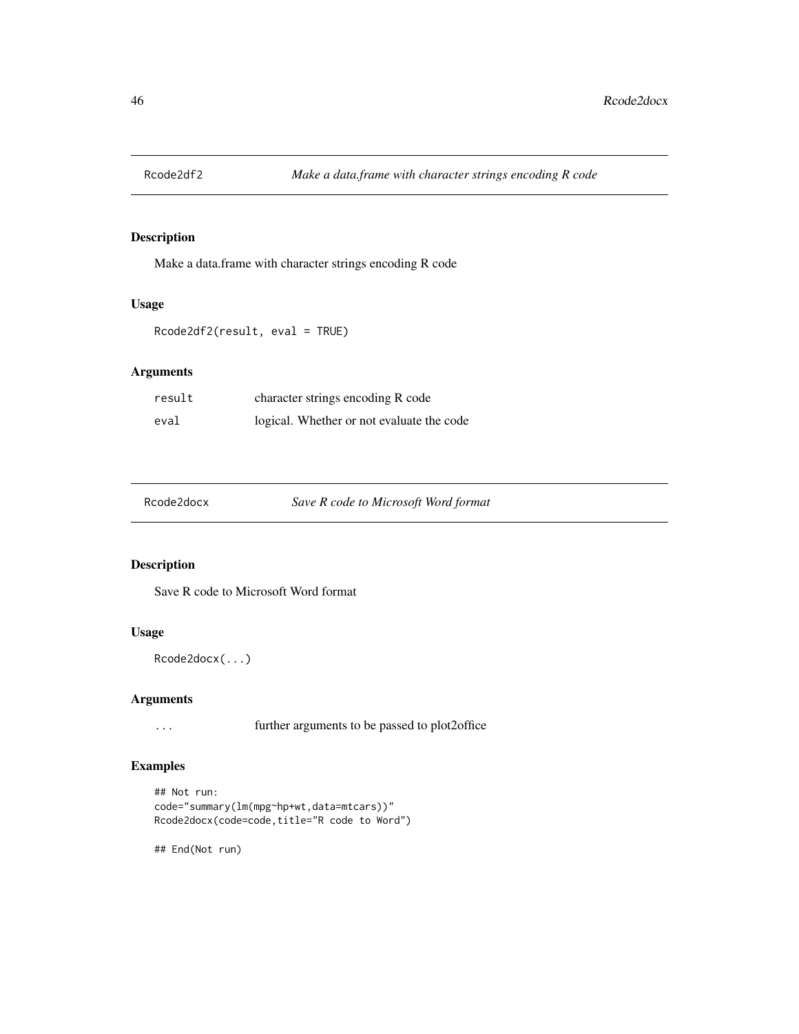## Rcode2df2 — *Make a data.frame with character strings encoding R code*

### Description

Make a data.frame with character strings encoding R code

### Usage

```
Rcode2df2(result, eval = TRUE)
```

### Arguments

| | |
|---|---|
| `result` | character strings encoding R code |
| `eval` | logical. Whether or not evaluate the code |

## Rcode2docx — *Save R code to Microsoft Word format*

### Description

Save R code to Microsoft Word format

### Usage

```
Rcode2docx(...)
```

### Arguments

| | |
|---|---|
| `...` | further arguments to be passed to plot2office |

### Examples

```
## Not run:
code="summary(lm(mpg~hp+wt,data=mtcars))"
Rcode2docx(code=code,title="R code to Word")

## End(Not run)
```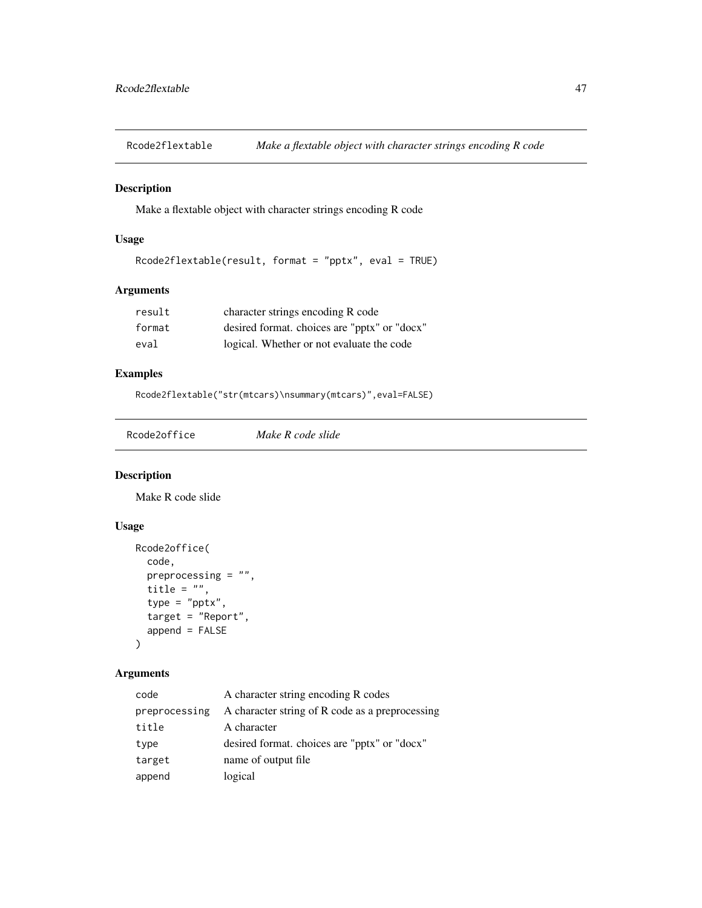## Rcode2flextable — *Make a flextable object with character strings encoding R code*

### Description

Make a flextable object with character strings encoding R code

### Usage

```
Rcode2flextable(result, format = "pptx", eval = TRUE)
```

### Arguments

| | |
|---|---|
| result | character strings encoding R code |
| format | desired format. choices are "pptx" or "docx" |
| eval | logical. Whether or not evaluate the code |

### Examples

```
Rcode2flextable("str(mtcars)\nsummary(mtcars)",eval=FALSE)
```

## Rcode2office — *Make R code slide*

### Description

Make R code slide

### Usage

```
Rcode2office(
  code,
  preprocessing = "",
  title = "",
  type = "pptx",
  target = "Report",
  append = FALSE
)
```

### Arguments

| | |
|---|---|
| code | A character string encoding R codes |
| preprocessing | A character string of R code as a preprocessing |
| title | A character |
| type | desired format. choices are "pptx" or "docx" |
| target | name of output file |
| append | logical |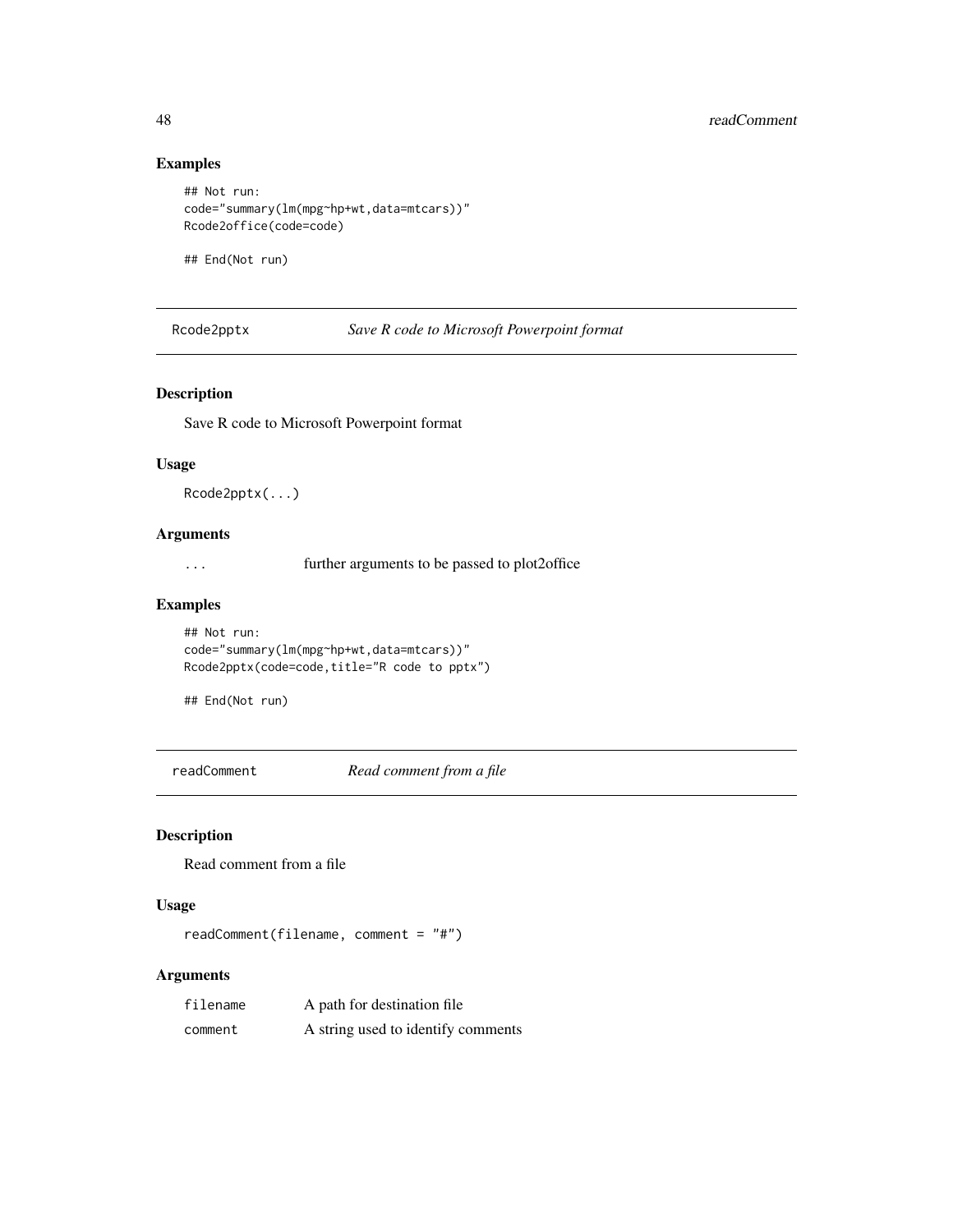### Examples

```
## Not run:
code="summary(lm(mpg~hp+wt,data=mtcars))"
Rcode2office(code=code)

## End(Not run)
```

---

## Rcode2pptx *Save R code to Microsoft Powerpoint format*

### Description

Save R code to Microsoft Powerpoint format

### Usage

```
Rcode2pptx(...)
```

### Arguments

| | |
|---|---|
| ... | further arguments to be passed to plot2office |

### Examples

```
## Not run:
code="summary(lm(mpg~hp+wt,data=mtcars))"
Rcode2pptx(code=code,title="R code to pptx")

## End(Not run)
```

---

## readComment *Read comment from a file*

### Description

Read comment from a file

### Usage

```
readComment(filename, comment = "#")
```

### Arguments

| | |
|---|---|
| filename | A path for destination file |
| comment | A string used to identify comments |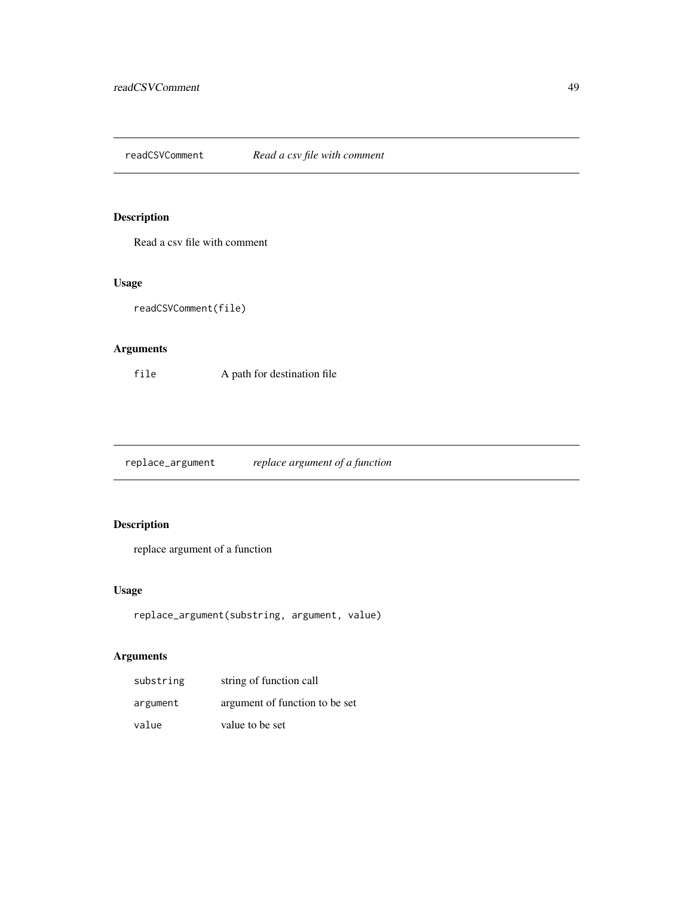## readCSVComment *Read a csv file with comment*

### Description

Read a csv file with comment

### Usage

```
readCSVComment(file)
```

### Arguments

| | |
|---|---|
| `file` | A path for destination file |

## replace_argument *replace argument of a function*

### Description

replace argument of a function

### Usage

```
replace_argument(substring, argument, value)
```

### Arguments

| | |
|---|---|
| `substring` | string of function call |
| `argument` | argument of function to be set |
| `value` | value to be set |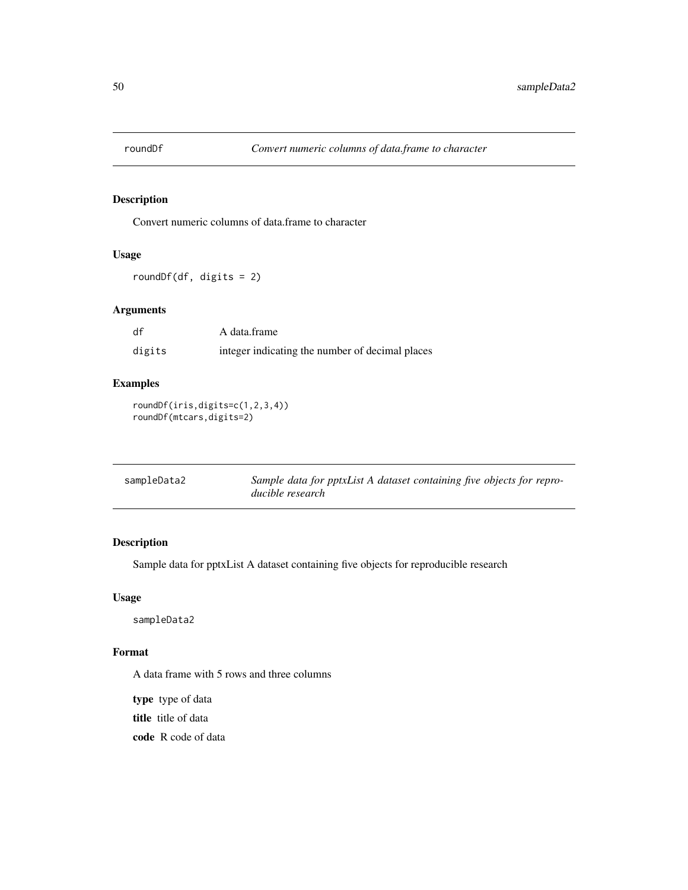## roundDf — *Convert numeric columns of data.frame to character*

### Description

Convert numeric columns of data.frame to character

### Usage

```
roundDf(df, digits = 2)
```

### Arguments

| | |
|---|---|
| df | A data.frame |
| digits | integer indicating the number of decimal places |

### Examples

```
roundDf(iris,digits=c(1,2,3,4))
roundDf(mtcars,digits=2)
```

## sampleData2 — *Sample data for pptxList A dataset containing five objects for reproducible research*

### Description

Sample data for pptxList A dataset containing five objects for reproducible research

### Usage

```
sampleData2
```

### Format

A data frame with 5 rows and three columns

**type** type of data

**title** title of data

**code** R code of data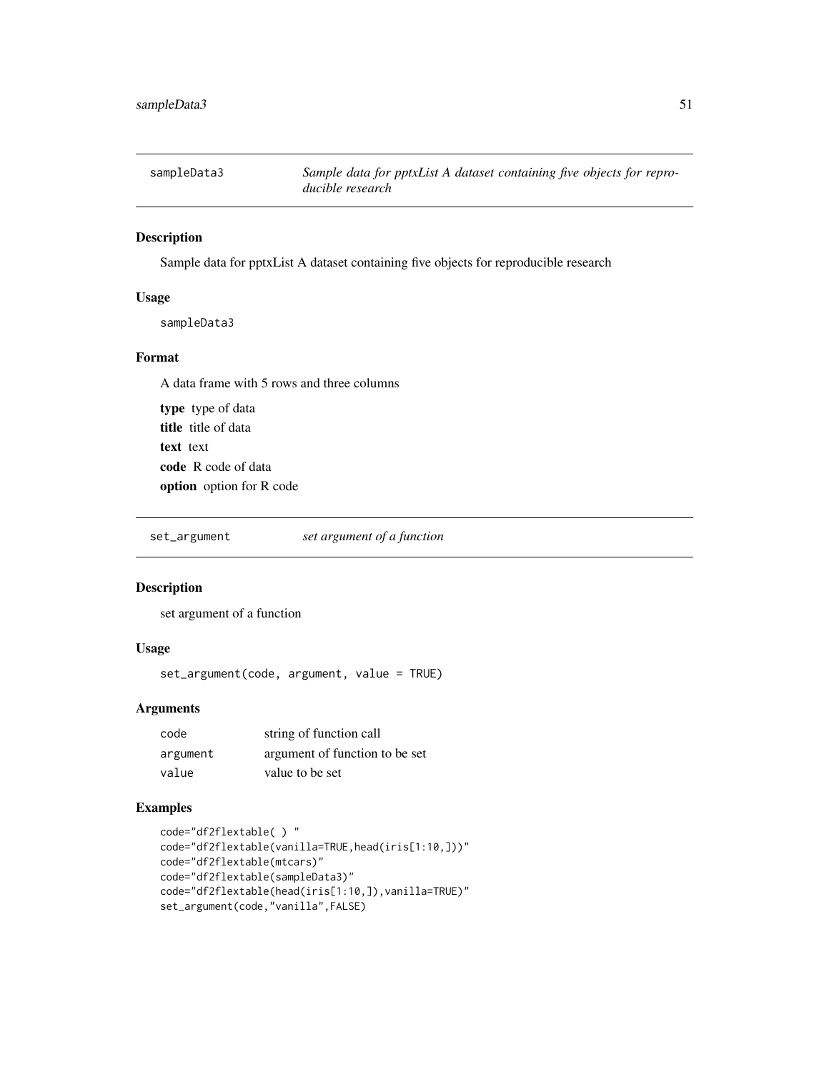## sampleData3 — *Sample data for pptxList A dataset containing five objects for reproducible research*

### Description

Sample data for pptxList A dataset containing five objects for reproducible research

### Usage

```
sampleData3
```

### Format

A data frame with 5 rows and three columns

**type** type of data
**title** title of data
**text** text
**code** R code of data
**option** option for R code

## set_argument — *set argument of a function*

### Description

set argument of a function

### Usage

```
set_argument(code, argument, value = TRUE)
```

### Arguments

| | |
|---|---|
| code | string of function call |
| argument | argument of function to be set |
| value | value to be set |

### Examples

```
code="df2flextable( ) "
code="df2flextable(vanilla=TRUE,head(iris[1:10,]))"
code="df2flextable(mtcars)"
code="df2flextable(sampleData3)"
code="df2flextable(head(iris[1:10,]),vanilla=TRUE)"
set_argument(code,"vanilla",FALSE)
```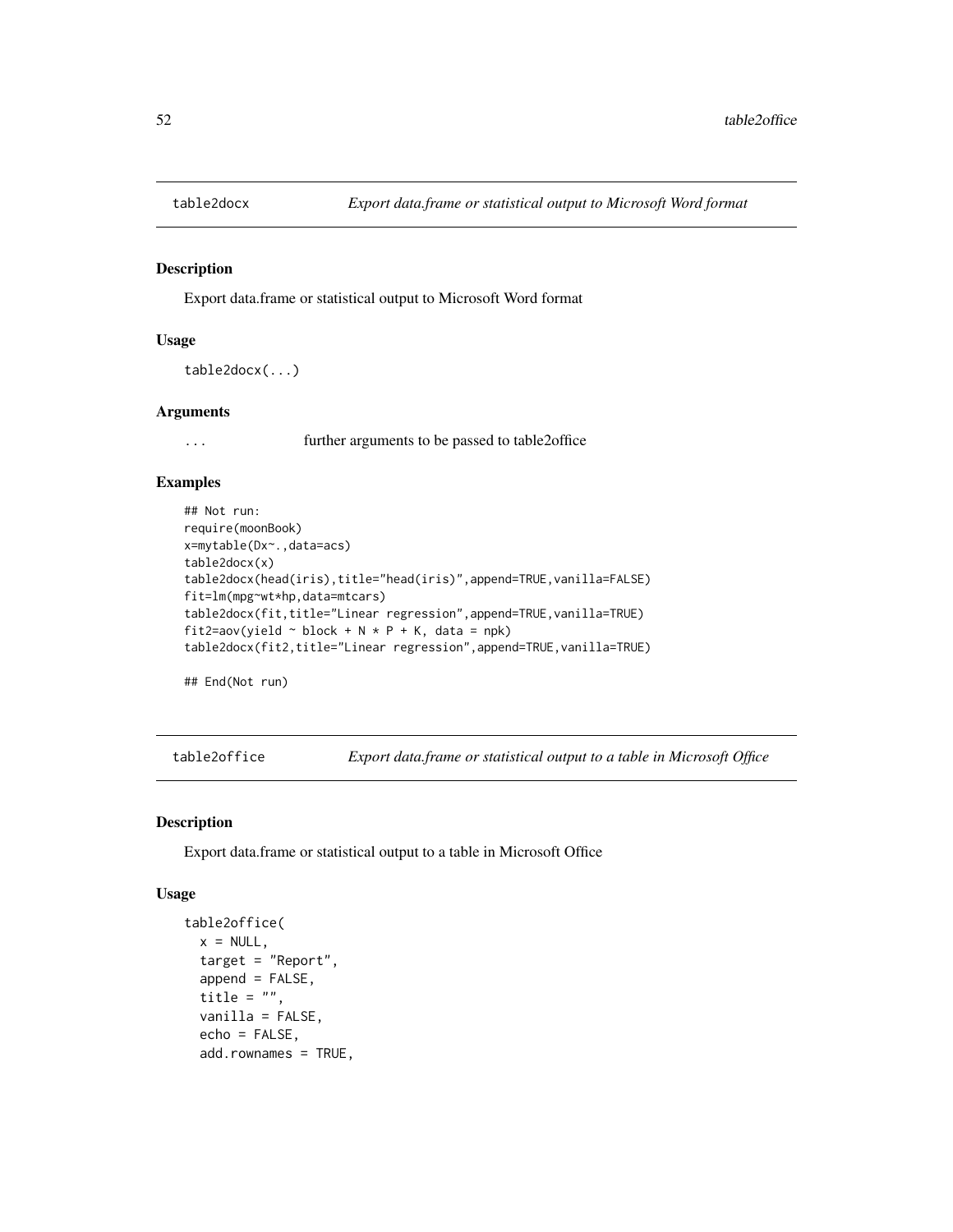## table2docx — *Export data.frame or statistical output to Microsoft Word format*

### Description

Export data.frame or statistical output to Microsoft Word format

### Usage

```
table2docx(...)
```

### Arguments

| | |
|---|---|
| ... | further arguments to be passed to table2office |

### Examples

```
## Not run:
require(moonBook)
x=mytable(Dx~.,data=acs)
table2docx(x)
table2docx(head(iris),title="head(iris)",append=TRUE,vanilla=FALSE)
fit=lm(mpg~wt*hp,data=mtcars)
table2docx(fit,title="Linear regression",append=TRUE,vanilla=TRUE)
fit2=aov(yield ~ block + N * P + K, data = npk)
table2docx(fit2,title="Linear regression",append=TRUE,vanilla=TRUE)

## End(Not run)
```

## table2office — *Export data.frame or statistical output to a table in Microsoft Office*

### Description

Export data.frame or statistical output to a table in Microsoft Office

### Usage

```
table2office(
  x = NULL,
  target = "Report",
  append = FALSE,
  title = "",
  vanilla = FALSE,
  echo = FALSE,
  add.rownames = TRUE,
```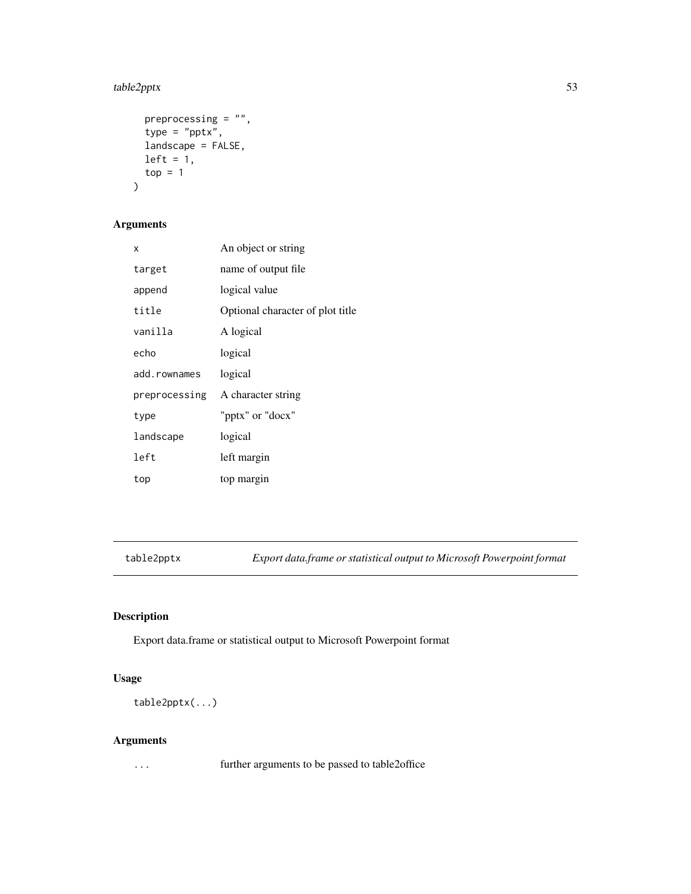```
  preprocessing = "",
  type = "pptx",
  landscape = FALSE,
  left = 1,
  top = 1
)
```

### Arguments

| | |
|---|---|
| x | An object or string |
| target | name of output file |
| append | logical value |
| title | Optional character of plot title |
| vanilla | A logical |
| echo | logical |
| add.rownames | logical |
| preprocessing | A character string |
| type | "pptx" or "docx" |
| landscape | logical |
| left | left margin |
| top | top margin |

---

## table2pptx — *Export data.frame or statistical output to Microsoft Powerpoint format*

---

### Description

Export data.frame or statistical output to Microsoft Powerpoint format

### Usage

```
table2pptx(...)
```

### Arguments

| | |
|---|---|
| ... | further arguments to be passed to table2office |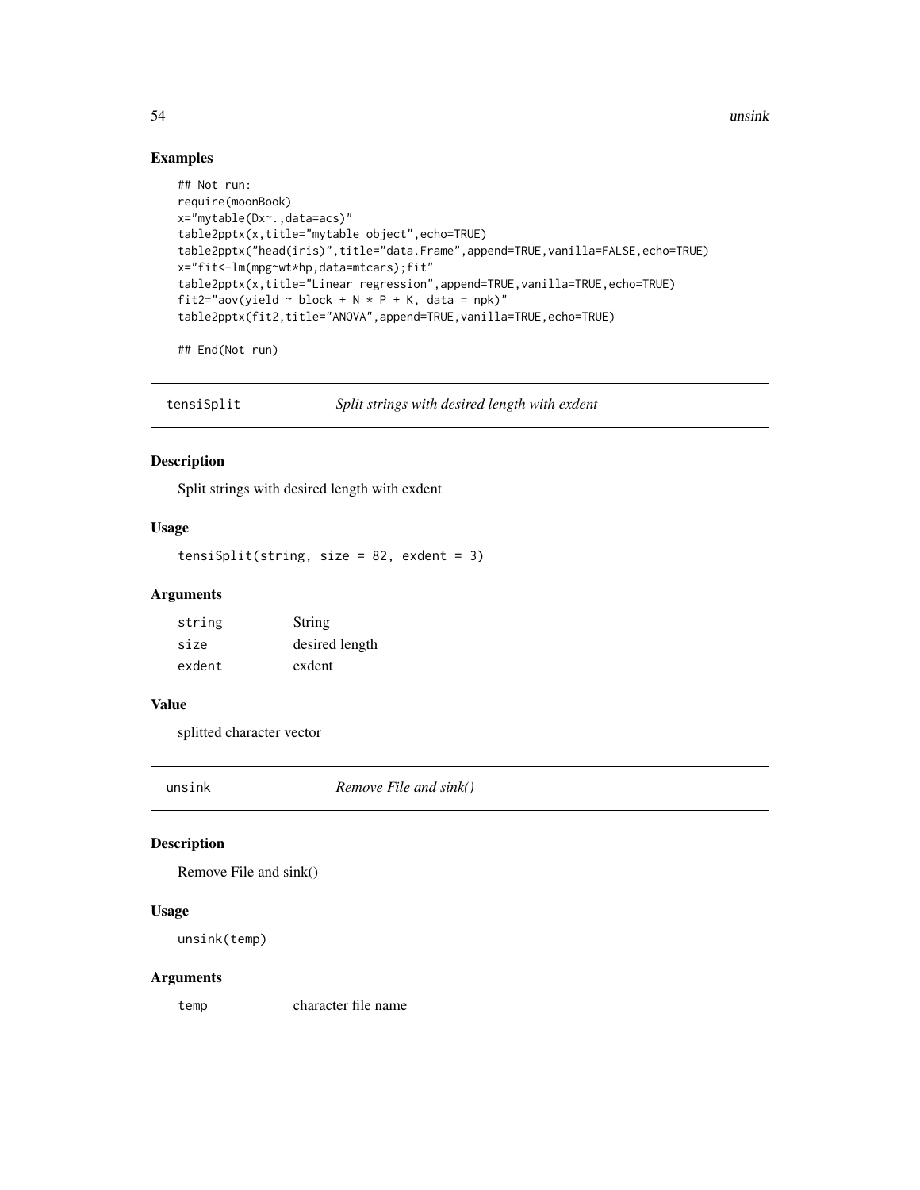## Examples

```
## Not run:
require(moonBook)
x="mytable(Dx~.,data=acs)"
table2pptx(x,title="mytable object",echo=TRUE)
table2pptx("head(iris)",title="data.Frame",append=TRUE,vanilla=FALSE,echo=TRUE)
x="fit<-lm(mpg~wt*hp,data=mtcars);fit"
table2pptx(x,title="Linear regression",append=TRUE,vanilla=TRUE,echo=TRUE)
fit2="aov(yield ~ block + N * P + K, data = npk)"
table2pptx(fit2,title="ANOVA",append=TRUE,vanilla=TRUE,echo=TRUE)

## End(Not run)
```

---

# tensiSplit — *Split strings with desired length with exdent*

## Description

Split strings with desired length with exdent

## Usage

```
tensiSplit(string, size = 82, exdent = 3)
```

## Arguments

| | |
|---|---|
| string | String |
| size | desired length |
| exdent | exdent |

## Value

splitted character vector

---

# unsink — *Remove File and sink()*

## Description

Remove File and sink()

## Usage

```
unsink(temp)
```

## Arguments

| | |
|---|---|
| temp | character file name |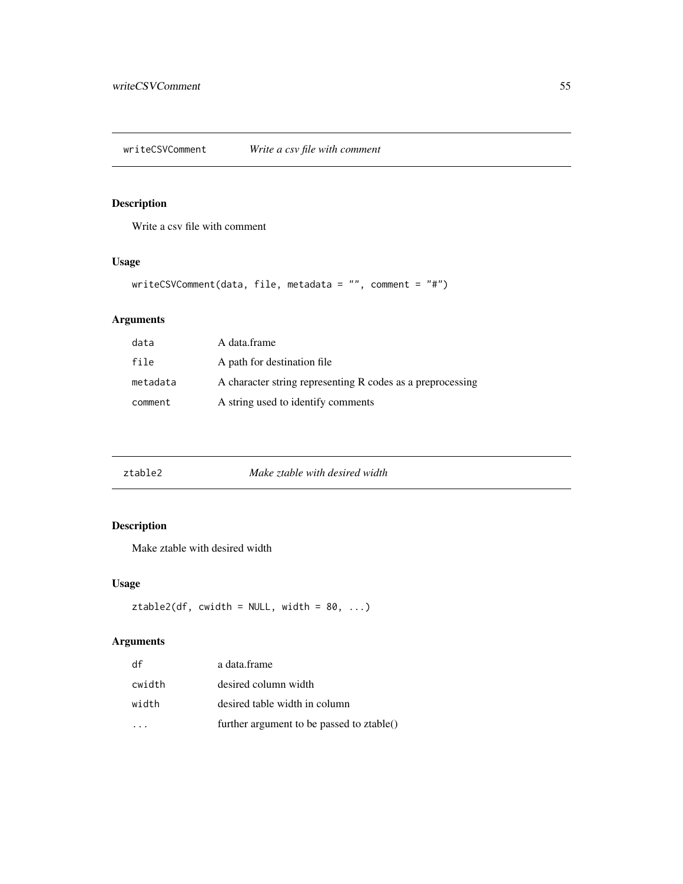## writeCSVComment *Write a csv file with comment*

### Description

Write a csv file with comment

### Usage

```
writeCSVComment(data, file, metadata = "", comment = "#")
```

### Arguments

| | |
|---|---|
| `data` | A data.frame |
| `file` | A path for destination file |
| `metadata` | A character string representing R codes as a preprocessing |
| `comment` | A string used to identify comments |

## ztable2 *Make ztable with desired width*

### Description

Make ztable with desired width

### Usage

```
ztable2(df, cwidth = NULL, width = 80, ...)
```

### Arguments

| | |
|---|---|
| `df` | a data.frame |
| `cwidth` | desired column width |
| `width` | desired table width in column |
| `...` | further argument to be passed to ztable() |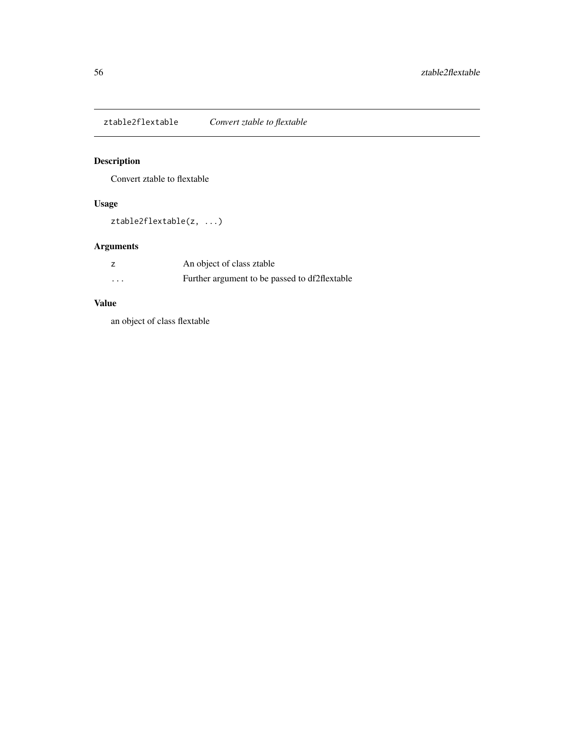## ztable2flextable — *Convert ztable to flextable*

### Description

Convert ztable to flextable

### Usage

```
ztable2flextable(z, ...)
```

### Arguments

| | |
|---|---|
| z | An object of class ztable |
| ... | Further argument to be passed to df2flextable |

### Value

an object of class flextable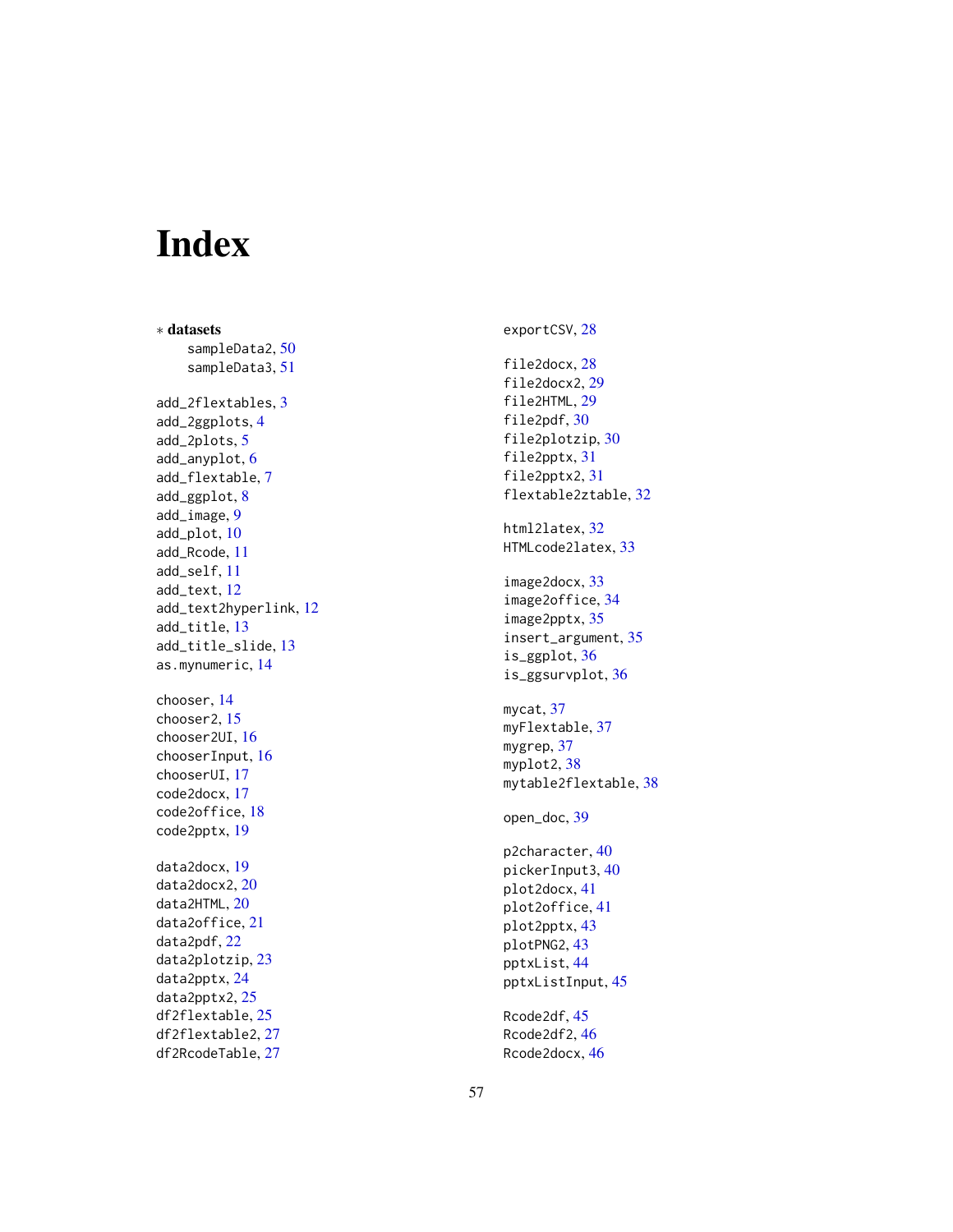# Index

∗ **datasets**

sampleData2, 50
sampleData3, 51

add_2flextables, 3
add_2ggplots, 4
add_2plots, 5
add_anyplot, 6
add_flextable, 7
add_ggplot, 8
add_image, 9
add_plot, 10
add_Rcode, 11
add_self, 11
add_text, 12
add_text2hyperlink, 12
add_title, 13
add_title_slide, 13
as.mynumeric, 14

chooser, 14
chooser2, 15
chooser2UI, 16
chooserInput, 16
chooserUI, 17
code2docx, 17
code2office, 18
code2pptx, 19

data2docx, 19
data2docx2, 20
data2HTML, 20
data2office, 21
data2pdf, 22
data2plotzip, 23
data2pptx, 24
data2pptx2, 25
df2flextable, 25
df2flextable2, 27
df2RcodeTable, 27

exportCSV, 28

file2docx, 28
file2docx2, 29
file2HTML, 29
file2pdf, 30
file2plotzip, 30
file2pptx, 31
file2pptx2, 31
flextable2ztable, 32

html2latex, 32
HTMLcode2latex, 33

image2docx, 33
image2office, 34
image2pptx, 35
insert_argument, 35
is_ggplot, 36
is_ggsurvplot, 36

mycat, 37
myFlextable, 37
mygrep, 37
myplot2, 38
mytable2flextable, 38

open_doc, 39

p2character, 40
pickerInput3, 40
plot2docx, 41
plot2office, 41
plot2pptx, 43
plotPNG2, 43
pptxList, 44
pptxListInput, 45

Rcode2df, 45
Rcode2df2, 46
Rcode2docx, 46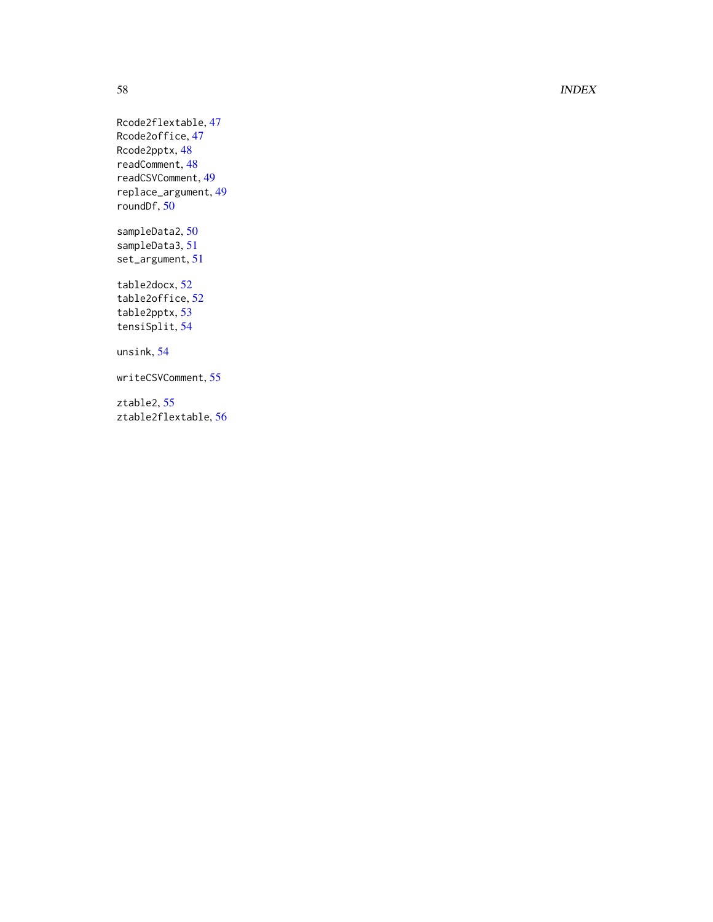Rcode2flextable, 47
Rcode2office, 47
Rcode2pptx, 48
readComment, 48
readCSVComment, 49
replace_argument, 49
roundDf, 50

sampleData2, 50
sampleData3, 51
set_argument, 51

table2docx, 52
table2office, 52
table2pptx, 53
tensiSplit, 54

unsink, 54

writeCSVComment, 55

ztable2, 55
ztable2flextable, 56